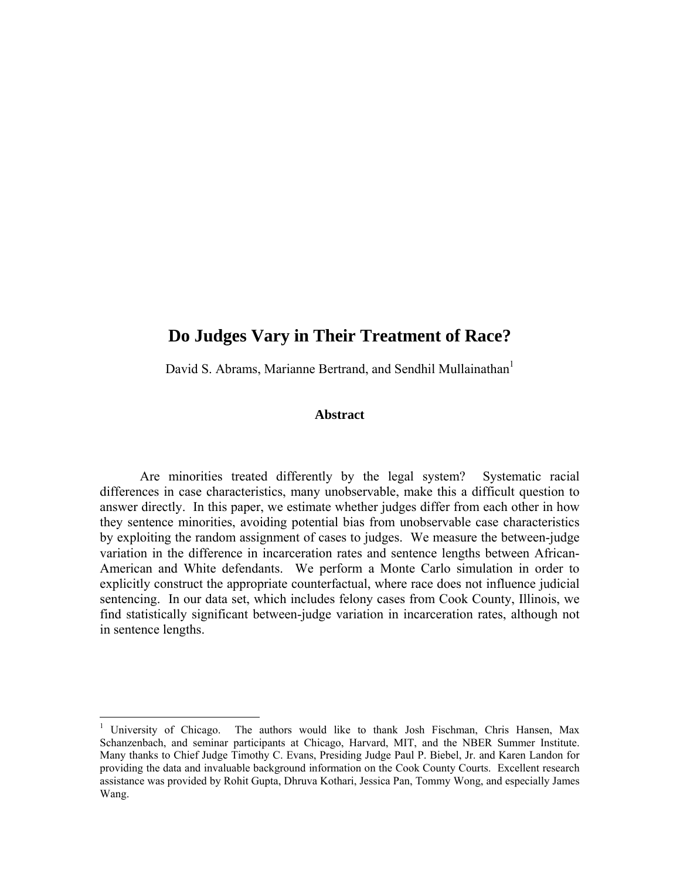# Do Judges Vary in Their Treatment of Race?

David S. Abrams, Marianne Bertrand, and Sendhil Mullainathan[1]

### Abstract

Are minorities treated differently by the legal system? Systematic racial differences in case characteristics, many unobservable, make this a difficult question to answer directly. In this paper, we estimate whether judges differ from each other in how they sentence minorities, avoiding potential bias from unobservable case characteristics by exploiting the random assignment of cases to judges. We measure the between-judge variation in the difference in incarceration rates and sentence lengths between African-American and White defendants. We perform a Monte Carlo simulation in order to explicitly construct the appropriate counterfactual, where race does not influence judicial sentencing. In our data set, which includes felony cases from Cook County, Illinois, we find statistically significant between-judge variation in incarceration rates, although not in sentence lengths.

---

[1] University of Chicago. The authors would like to thank Josh Fischman, Chris Hansen, Max Schanzenbach, and seminar participants at Chicago, Harvard, MIT, and the NBER Summer Institute. Many thanks to Chief Judge Timothy C. Evans, Presiding Judge Paul P. Biebel, Jr. and Karen Landon for providing the data and invaluable background information on the Cook County Courts. Excellent research assistance was provided by Rohit Gupta, Dhruva Kothari, Jessica Pan, Tommy Wong, and especially James Wang.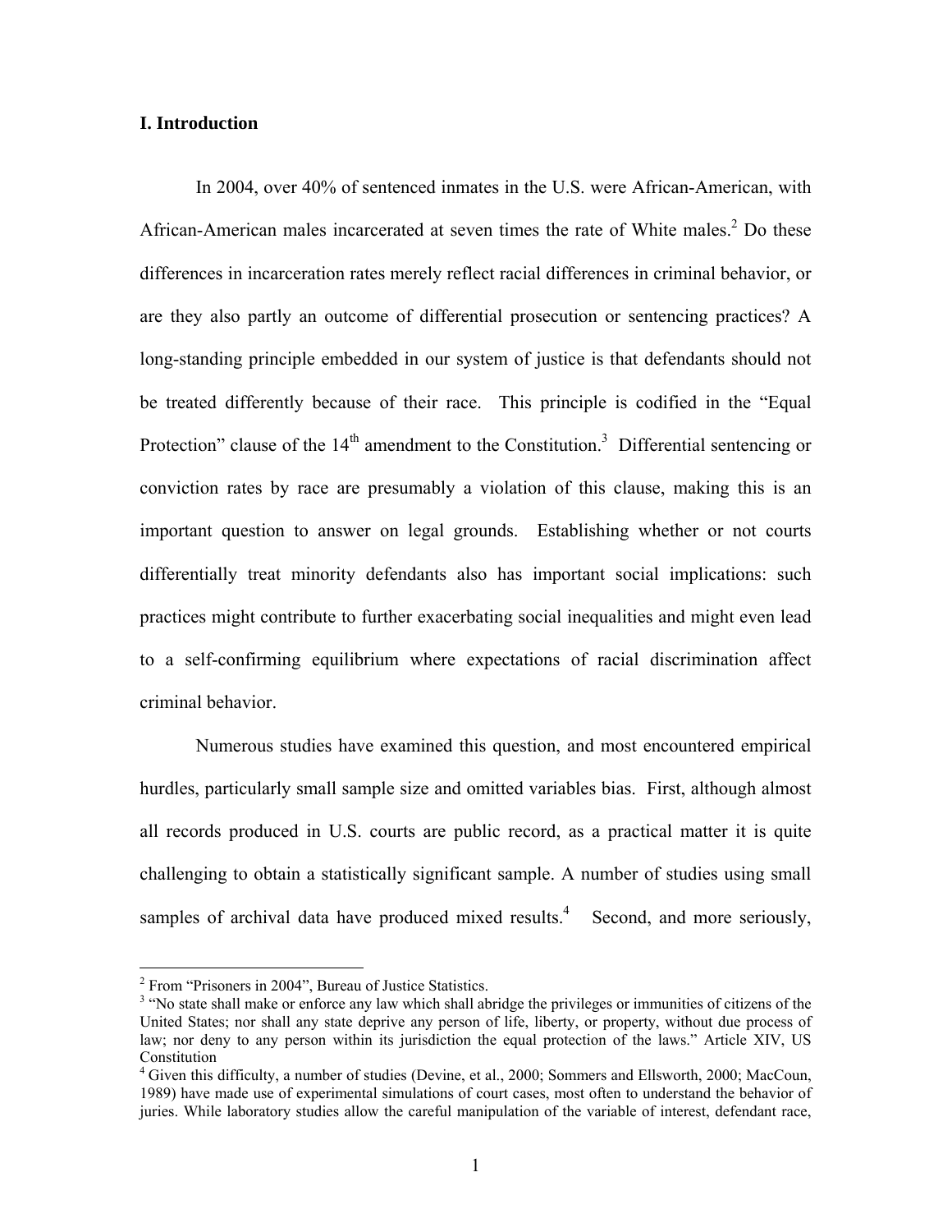## I. Introduction

In 2004, over 40% of sentenced inmates in the U.S. were African-American, with African-American males incarcerated at seven times the rate of White males.[2] Do these differences in incarceration rates merely reflect racial differences in criminal behavior, or are they also partly an outcome of differential prosecution or sentencing practices? A long-standing principle embedded in our system of justice is that defendants should not be treated differently because of their race. This principle is codified in the "Equal Protection" clause of the 14th amendment to the Constitution.[3] Differential sentencing or conviction rates by race are presumably a violation of this clause, making this is an important question to answer on legal grounds. Establishing whether or not courts differentially treat minority defendants also has important social implications: such practices might contribute to further exacerbating social inequalities and might even lead to a self-confirming equilibrium where expectations of racial discrimination affect criminal behavior.

Numerous studies have examined this question, and most encountered empirical hurdles, particularly small sample size and omitted variables bias. First, although almost all records produced in U.S. courts are public record, as a practical matter it is quite challenging to obtain a statistically significant sample. A number of studies using small samples of archival data have produced mixed results.[4] Second, and more seriously,

---

[2] From "Prisoners in 2004", Bureau of Justice Statistics.

[3] "No state shall make or enforce any law which shall abridge the privileges or immunities of citizens of the United States; nor shall any state deprive any person of life, liberty, or property, without due process of law; nor deny to any person within its jurisdiction the equal protection of the laws." Article XIV, US Constitution

[4] Given this difficulty, a number of studies (Devine, et al., 2000; Sommers and Ellsworth, 2000; MacCoun, 1989) have made use of experimental simulations of court cases, most often to understand the behavior of juries. While laboratory studies allow the careful manipulation of the variable of interest, defendant race,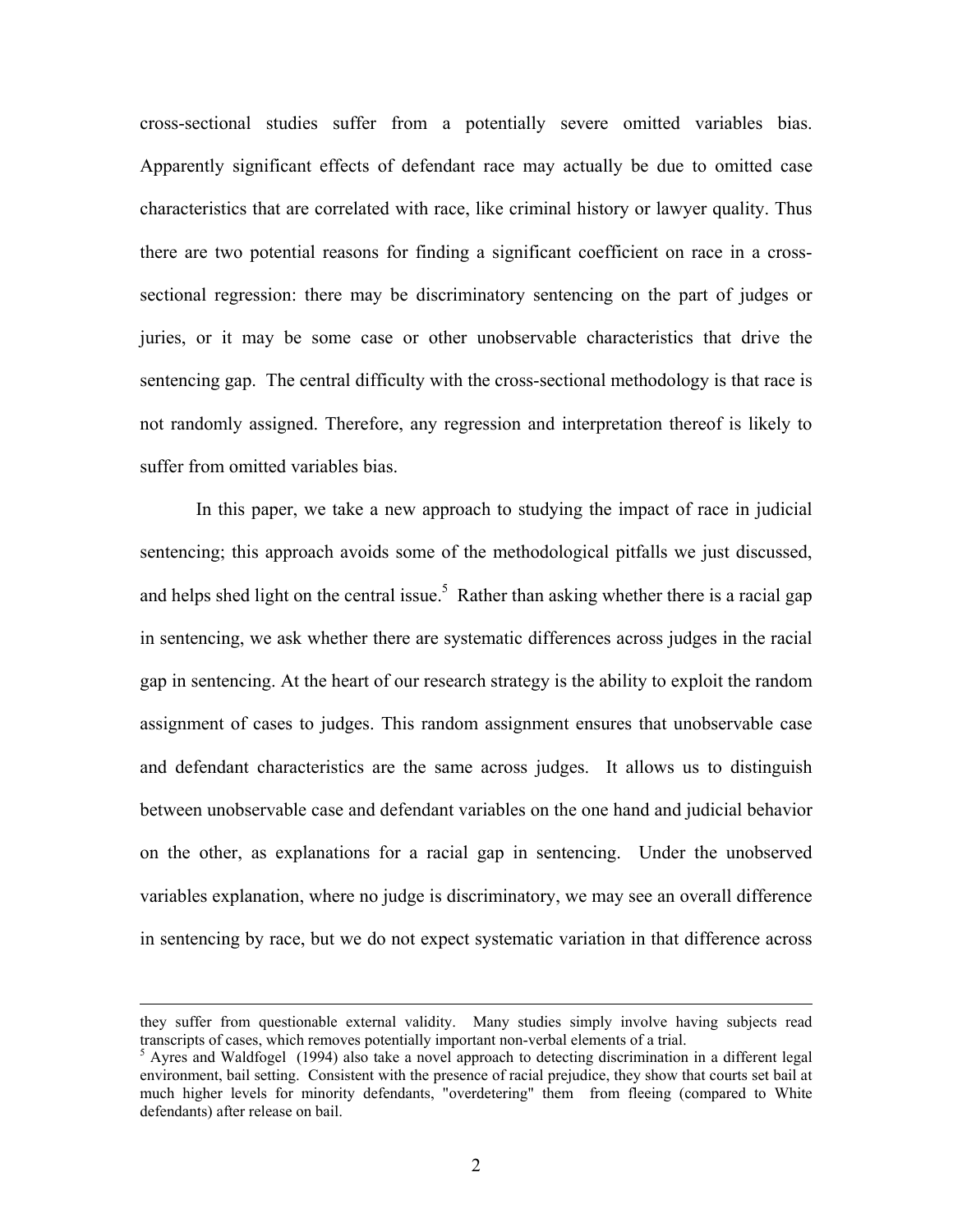cross-sectional studies suffer from a potentially severe omitted variables bias. Apparently significant effects of defendant race may actually be due to omitted case characteristics that are correlated with race, like criminal history or lawyer quality. Thus there are two potential reasons for finding a significant coefficient on race in a cross-sectional regression: there may be discriminatory sentencing on the part of judges or juries, or it may be some case or other unobservable characteristics that drive the sentencing gap. The central difficulty with the cross-sectional methodology is that race is not randomly assigned. Therefore, any regression and interpretation thereof is likely to suffer from omitted variables bias.

In this paper, we take a new approach to studying the impact of race in judicial sentencing; this approach avoids some of the methodological pitfalls we just discussed, and helps shed light on the central issue.[5] Rather than asking whether there is a racial gap in sentencing, we ask whether there are systematic differences across judges in the racial gap in sentencing. At the heart of our research strategy is the ability to exploit the random assignment of cases to judges. This random assignment ensures that unobservable case and defendant characteristics are the same across judges. It allows us to distinguish between unobservable case and defendant variables on the one hand and judicial behavior on the other, as explanations for a racial gap in sentencing. Under the unobserved variables explanation, where no judge is discriminatory, we may see an overall difference in sentencing by race, but we do not expect systematic variation in that difference across

---

they suffer from questionable external validity. Many studies simply involve having subjects read transcripts of cases, which removes potentially important non-verbal elements of a trial.

[5] Ayres and Waldfogel (1994) also take a novel approach to detecting discrimination in a different legal environment, bail setting. Consistent with the presence of racial prejudice, they show that courts set bail at much higher levels for minority defendants, "overdetering" them from fleeing (compared to White defendants) after release on bail.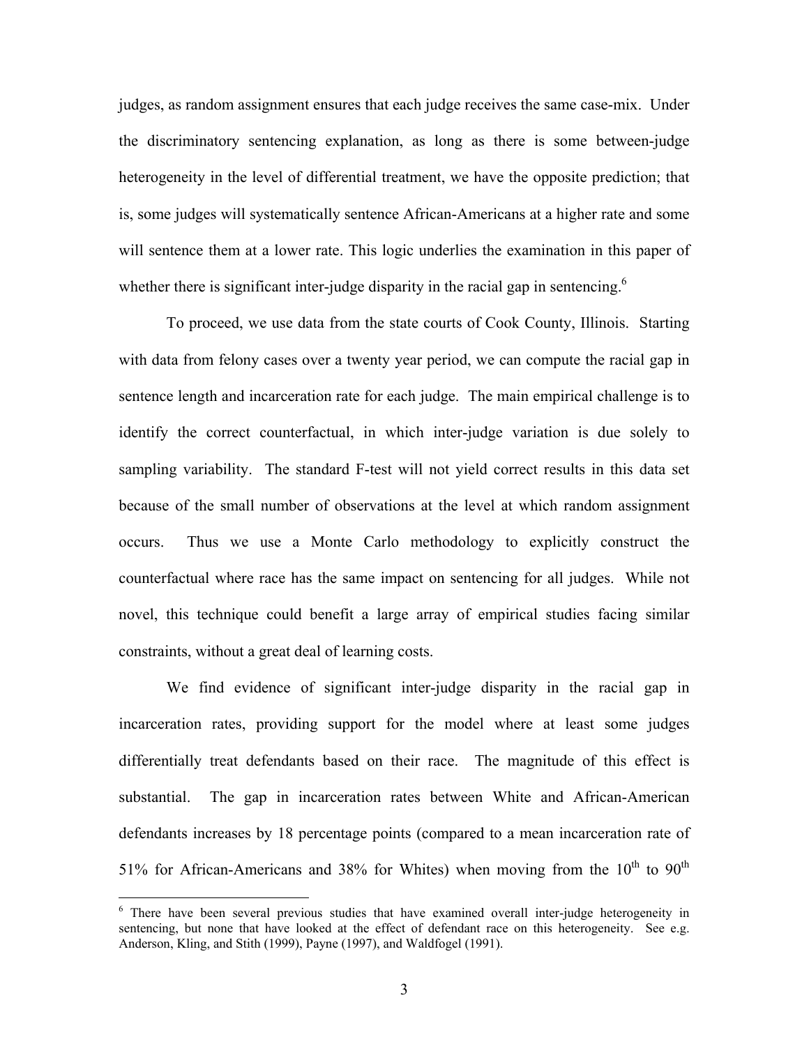judges, as random assignment ensures that each judge receives the same case-mix. Under the discriminatory sentencing explanation, as long as there is some between-judge heterogeneity in the level of differential treatment, we have the opposite prediction; that is, some judges will systematically sentence African-Americans at a higher rate and some will sentence them at a lower rate. This logic underlies the examination in this paper of whether there is significant inter-judge disparity in the racial gap in sentencing.[6]

To proceed, we use data from the state courts of Cook County, Illinois. Starting with data from felony cases over a twenty year period, we can compute the racial gap in sentence length and incarceration rate for each judge. The main empirical challenge is to identify the correct counterfactual, in which inter-judge variation is due solely to sampling variability. The standard F-test will not yield correct results in this data set because of the small number of observations at the level at which random assignment occurs. Thus we use a Monte Carlo methodology to explicitly construct the counterfactual where race has the same impact on sentencing for all judges. While not novel, this technique could benefit a large array of empirical studies facing similar constraints, without a great deal of learning costs.

We find evidence of significant inter-judge disparity in the racial gap in incarceration rates, providing support for the model where at least some judges differentially treat defendants based on their race. The magnitude of this effect is substantial. The gap in incarceration rates between White and African-American defendants increases by 18 percentage points (compared to a mean incarceration rate of 51% for African-Americans and 38% for Whites) when moving from the 10th to 90th

[6] There have been several previous studies that have examined overall inter-judge heterogeneity in sentencing, but none that have looked at the effect of defendant race on this heterogeneity. See e.g. Anderson, Kling, and Stith (1999), Payne (1997), and Waldfogel (1991).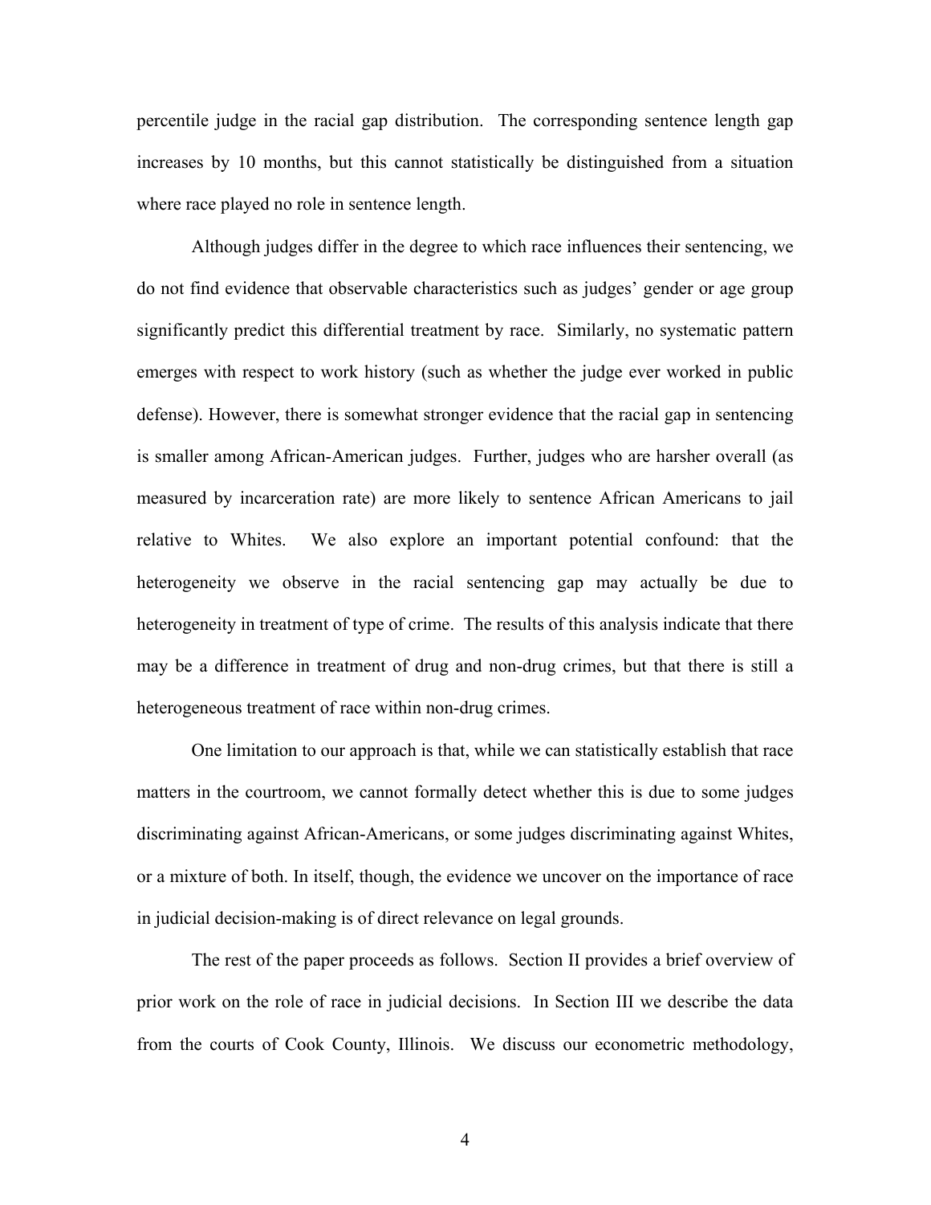percentile judge in the racial gap distribution. The corresponding sentence length gap increases by 10 months, but this cannot statistically be distinguished from a situation where race played no role in sentence length.

Although judges differ in the degree to which race influences their sentencing, we do not find evidence that observable characteristics such as judges' gender or age group significantly predict this differential treatment by race. Similarly, no systematic pattern emerges with respect to work history (such as whether the judge ever worked in public defense). However, there is somewhat stronger evidence that the racial gap in sentencing is smaller among African-American judges. Further, judges who are harsher overall (as measured by incarceration rate) are more likely to sentence African Americans to jail relative to Whites. We also explore an important potential confound: that the heterogeneity we observe in the racial sentencing gap may actually be due to heterogeneity in treatment of type of crime. The results of this analysis indicate that there may be a difference in treatment of drug and non-drug crimes, but that there is still a heterogeneous treatment of race within non-drug crimes.

One limitation to our approach is that, while we can statistically establish that race matters in the courtroom, we cannot formally detect whether this is due to some judges discriminating against African-Americans, or some judges discriminating against Whites, or a mixture of both. In itself, though, the evidence we uncover on the importance of race in judicial decision-making is of direct relevance on legal grounds.

The rest of the paper proceeds as follows. Section II provides a brief overview of prior work on the role of race in judicial decisions. In Section III we describe the data from the courts of Cook County, Illinois. We discuss our econometric methodology,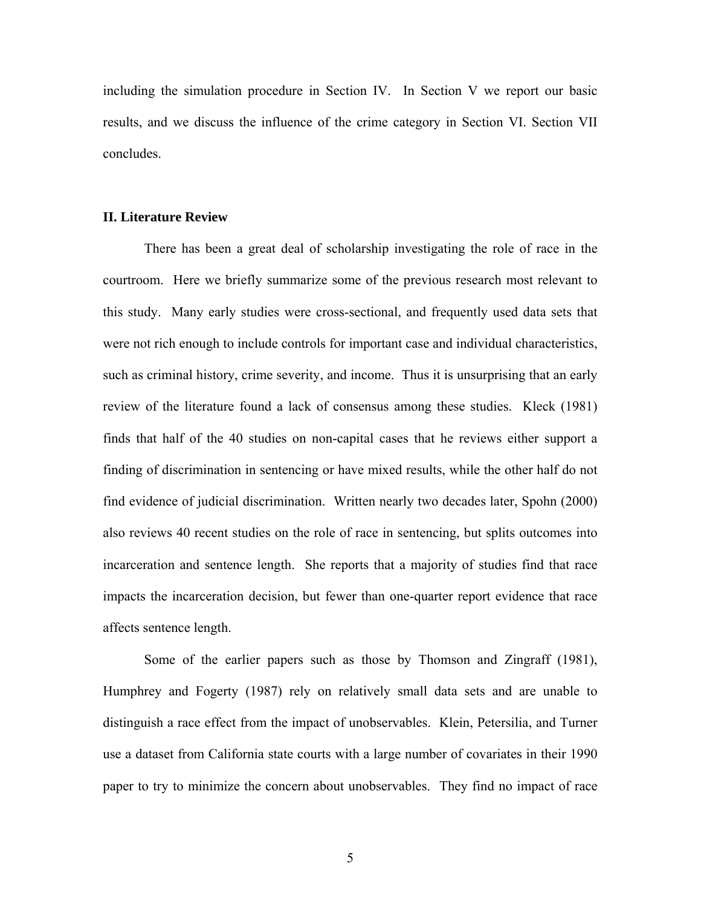including the simulation procedure in Section IV. In Section V we report our basic results, and we discuss the influence of the crime category in Section VI. Section VII concludes.

## II. Literature Review

There has been a great deal of scholarship investigating the role of race in the courtroom. Here we briefly summarize some of the previous research most relevant to this study. Many early studies were cross-sectional, and frequently used data sets that were not rich enough to include controls for important case and individual characteristics, such as criminal history, crime severity, and income. Thus it is unsurprising that an early review of the literature found a lack of consensus among these studies. Kleck (1981) finds that half of the 40 studies on non-capital cases that he reviews either support a finding of discrimination in sentencing or have mixed results, while the other half do not find evidence of judicial discrimination. Written nearly two decades later, Spohn (2000) also reviews 40 recent studies on the role of race in sentencing, but splits outcomes into incarceration and sentence length. She reports that a majority of studies find that race impacts the incarceration decision, but fewer than one-quarter report evidence that race affects sentence length.

Some of the earlier papers such as those by Thomson and Zingraff (1981), Humphrey and Fogerty (1987) rely on relatively small data sets and are unable to distinguish a race effect from the impact of unobservables. Klein, Petersilia, and Turner use a dataset from California state courts with a large number of covariates in their 1990 paper to try to minimize the concern about unobservables. They find no impact of race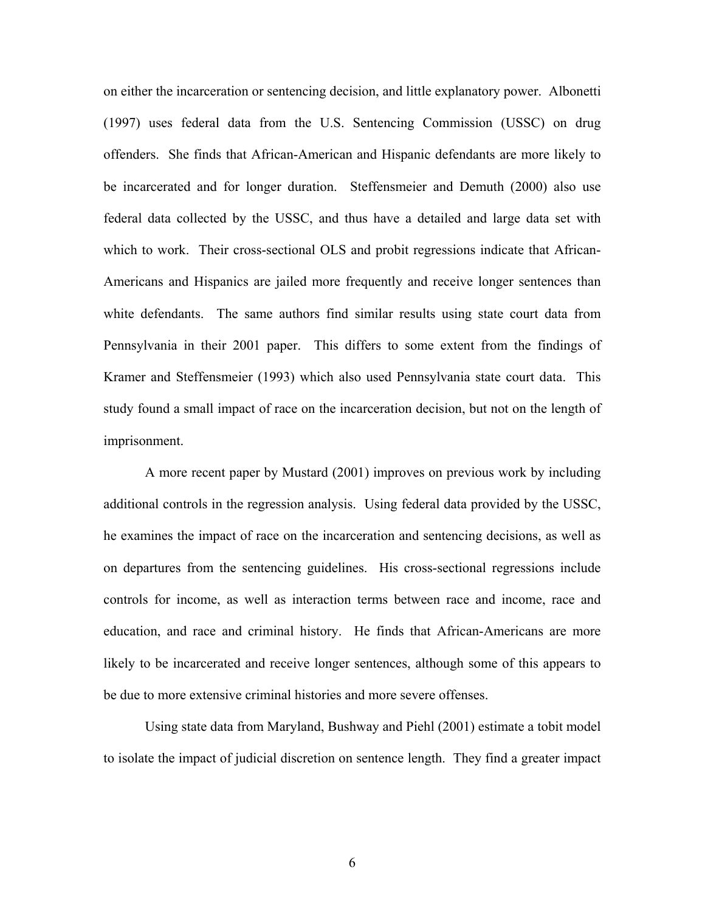on either the incarceration or sentencing decision, and little explanatory power. Albonetti (1997) uses federal data from the U.S. Sentencing Commission (USSC) on drug offenders. She finds that African-American and Hispanic defendants are more likely to be incarcerated and for longer duration. Steffensmeier and Demuth (2000) also use federal data collected by the USSC, and thus have a detailed and large data set with which to work. Their cross-sectional OLS and probit regressions indicate that African-Americans and Hispanics are jailed more frequently and receive longer sentences than white defendants. The same authors find similar results using state court data from Pennsylvania in their 2001 paper. This differs to some extent from the findings of Kramer and Steffensmeier (1993) which also used Pennsylvania state court data. This study found a small impact of race on the incarceration decision, but not on the length of imprisonment.

A more recent paper by Mustard (2001) improves on previous work by including additional controls in the regression analysis. Using federal data provided by the USSC, he examines the impact of race on the incarceration and sentencing decisions, as well as on departures from the sentencing guidelines. His cross-sectional regressions include controls for income, as well as interaction terms between race and income, race and education, and race and criminal history. He finds that African-Americans are more likely to be incarcerated and receive longer sentences, although some of this appears to be due to more extensive criminal histories and more severe offenses.

Using state data from Maryland, Bushway and Piehl (2001) estimate a tobit model to isolate the impact of judicial discretion on sentence length. They find a greater impact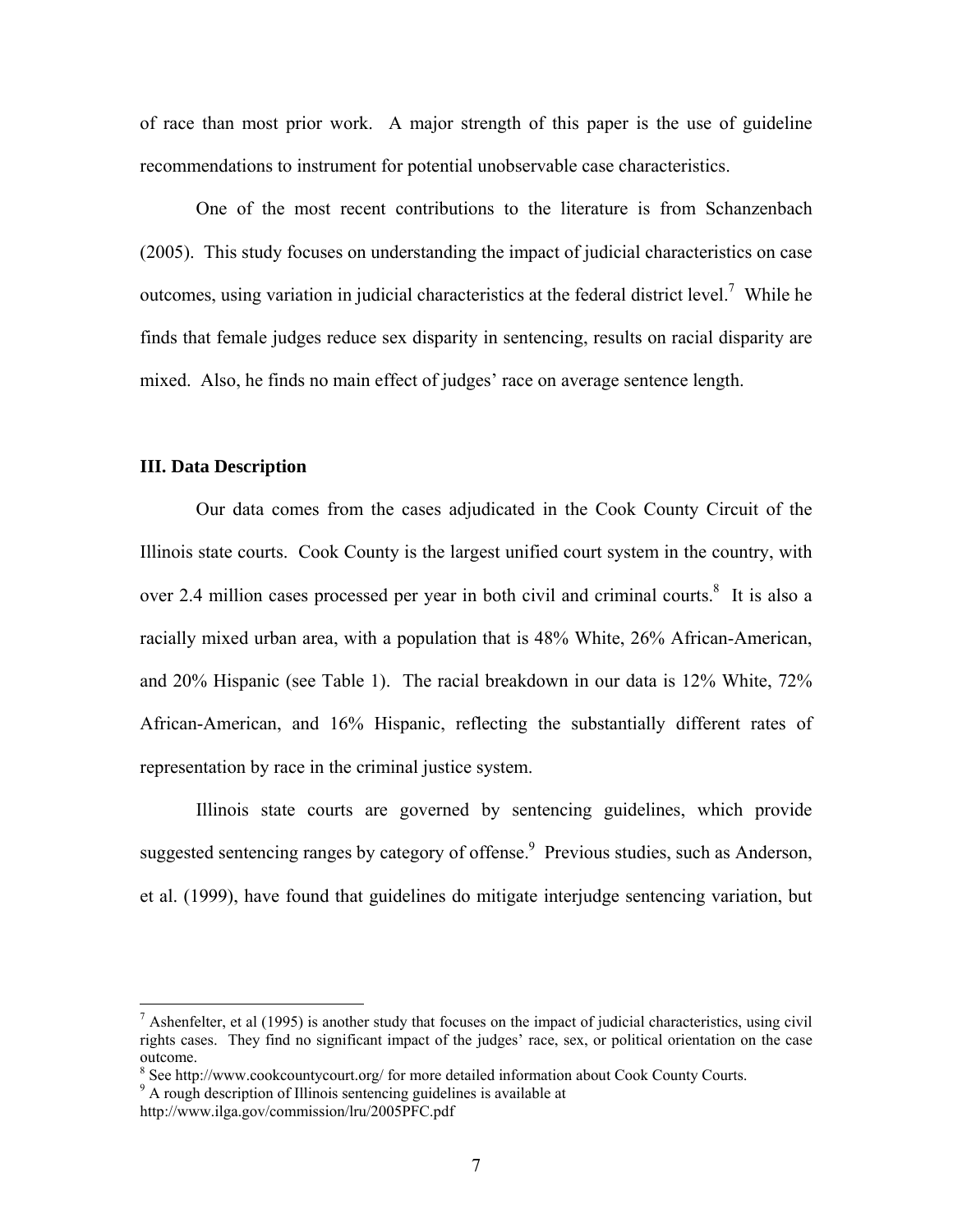of race than most prior work. A major strength of this paper is the use of guideline recommendations to instrument for potential unobservable case characteristics.

One of the most recent contributions to the literature is from Schanzenbach (2005). This study focuses on understanding the impact of judicial characteristics on case outcomes, using variation in judicial characteristics at the federal district level.[7] While he finds that female judges reduce sex disparity in sentencing, results on racial disparity are mixed. Also, he finds no main effect of judges' race on average sentence length.

### III. Data Description

Our data comes from the cases adjudicated in the Cook County Circuit of the Illinois state courts. Cook County is the largest unified court system in the country, with over 2.4 million cases processed per year in both civil and criminal courts.[8] It is also a racially mixed urban area, with a population that is 48% White, 26% African-American, and 20% Hispanic (see Table 1). The racial breakdown in our data is 12% White, 72% African-American, and 16% Hispanic, reflecting the substantially different rates of representation by race in the criminal justice system.

Illinois state courts are governed by sentencing guidelines, which provide suggested sentencing ranges by category of offense.[9] Previous studies, such as Anderson, et al. (1999), have found that guidelines do mitigate interjudge sentencing variation, but

---

[7] Ashenfelter, et al (1995) is another study that focuses on the impact of judicial characteristics, using civil rights cases. They find no significant impact of the judges' race, sex, or political orientation on the case outcome.

[8] See http://www.cookcountycourt.org/ for more detailed information about Cook County Courts.

[9] A rough description of Illinois sentencing guidelines is available at http://www.ilga.gov/commission/lru/2005PFC.pdf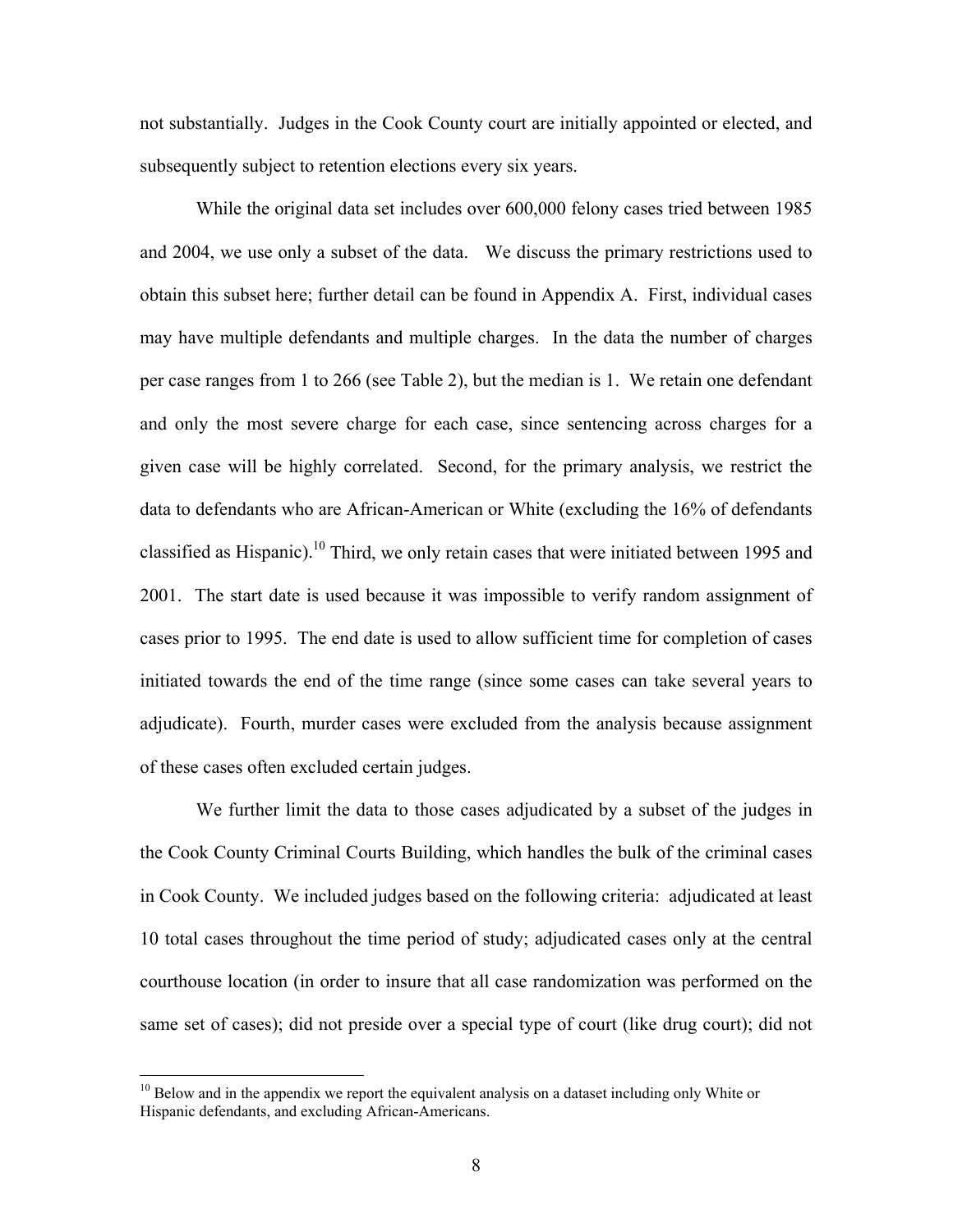not substantially. Judges in the Cook County court are initially appointed or elected, and subsequently subject to retention elections every six years.

While the original data set includes over 600,000 felony cases tried between 1985 and 2004, we use only a subset of the data. We discuss the primary restrictions used to obtain this subset here; further detail can be found in Appendix A. First, individual cases may have multiple defendants and multiple charges. In the data the number of charges per case ranges from 1 to 266 (see Table 2), but the median is 1. We retain one defendant and only the most severe charge for each case, since sentencing across charges for a given case will be highly correlated. Second, for the primary analysis, we restrict the data to defendants who are African-American or White (excluding the 16% of defendants classified as Hispanic).[10] Third, we only retain cases that were initiated between 1995 and 2001. The start date is used because it was impossible to verify random assignment of cases prior to 1995. The end date is used to allow sufficient time for completion of cases initiated towards the end of the time range (since some cases can take several years to adjudicate). Fourth, murder cases were excluded from the analysis because assignment of these cases often excluded certain judges.

We further limit the data to those cases adjudicated by a subset of the judges in the Cook County Criminal Courts Building, which handles the bulk of the criminal cases in Cook County. We included judges based on the following criteria: adjudicated at least 10 total cases throughout the time period of study; adjudicated cases only at the central courthouse location (in order to insure that all case randomization was performed on the same set of cases); did not preside over a special type of court (like drug court); did not

[10] Below and in the appendix we report the equivalent analysis on a dataset including only White or Hispanic defendants, and excluding African-Americans.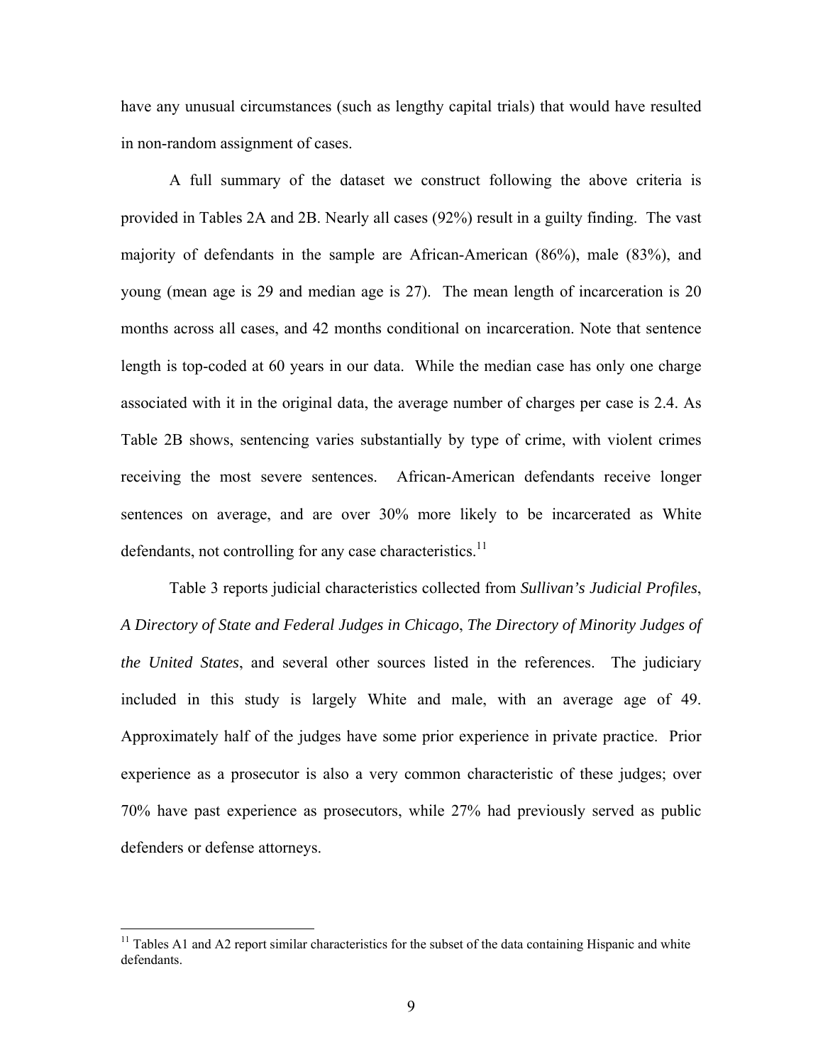have any unusual circumstances (such as lengthy capital trials) that would have resulted in non-random assignment of cases.

A full summary of the dataset we construct following the above criteria is provided in Tables 2A and 2B. Nearly all cases (92%) result in a guilty finding. The vast majority of defendants in the sample are African-American (86%), male (83%), and young (mean age is 29 and median age is 27). The mean length of incarceration is 20 months across all cases, and 42 months conditional on incarceration. Note that sentence length is top-coded at 60 years in our data. While the median case has only one charge associated with it in the original data, the average number of charges per case is 2.4. As Table 2B shows, sentencing varies substantially by type of crime, with violent crimes receiving the most severe sentences. African-American defendants receive longer sentences on average, and are over 30% more likely to be incarcerated as White defendants, not controlling for any case characteristics.[11]

Table 3 reports judicial characteristics collected from *Sullivan's Judicial Profiles*, *A Directory of State and Federal Judges in Chicago*, *The Directory of Minority Judges of the United States*, and several other sources listed in the references. The judiciary included in this study is largely White and male, with an average age of 49. Approximately half of the judges have some prior experience in private practice. Prior experience as a prosecutor is also a very common characteristic of these judges; over 70% have past experience as prosecutors, while 27% had previously served as public defenders or defense attorneys.

[11] Tables A1 and A2 report similar characteristics for the subset of the data containing Hispanic and white defendants.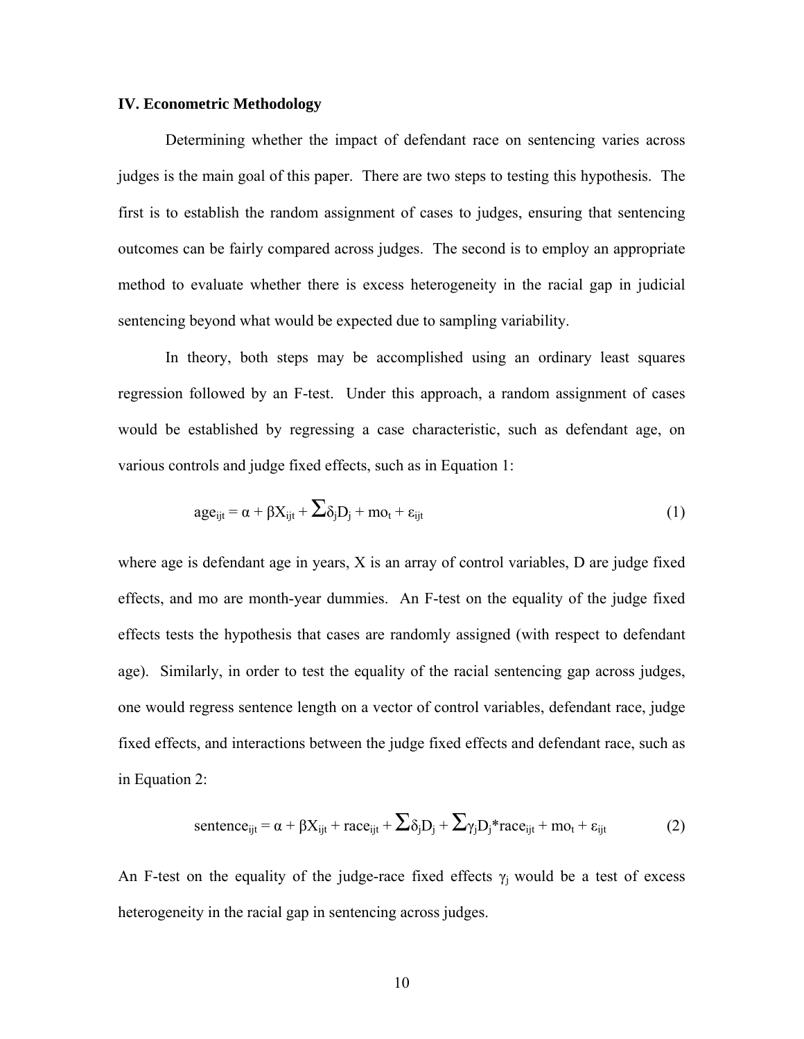### IV. Econometric Methodology

Determining whether the impact of defendant race on sentencing varies across judges is the main goal of this paper. There are two steps to testing this hypothesis. The first is to establish the random assignment of cases to judges, ensuring that sentencing outcomes can be fairly compared across judges. The second is to employ an appropriate method to evaluate whether there is excess heterogeneity in the racial gap in judicial sentencing beyond what would be expected due to sampling variability.

In theory, both steps may be accomplished using an ordinary least squares regression followed by an F-test. Under this approach, a random assignment of cases would be established by regressing a case characteristic, such as defendant age, on various controls and judge fixed effects, such as in Equation 1:

$$\text{age}_{ijt} = \alpha + \beta X_{ijt} + \sum \delta_j D_j + \text{mo}_t + \varepsilon_{ijt} \tag{1}$$

where age is defendant age in years, X is an array of control variables, D are judge fixed effects, and mo are month-year dummies. An F-test on the equality of the judge fixed effects tests the hypothesis that cases are randomly assigned (with respect to defendant age). Similarly, in order to test the equality of the racial sentencing gap across judges, one would regress sentence length on a vector of control variables, defendant race, judge fixed effects, and interactions between the judge fixed effects and defendant race, such as in Equation 2:

$$\text{sentence}_{ijt} = \alpha + \beta X_{ijt} + \text{race}_{ijt} + \sum \delta_j D_j + \sum \gamma_j D_j * \text{race}_{ijt} + \text{mo}_t + \varepsilon_{ijt} \tag{2}$$

An F-test on the equality of the judge-race fixed effects $\gamma_j$ would be a test of excess heterogeneity in the racial gap in sentencing across judges.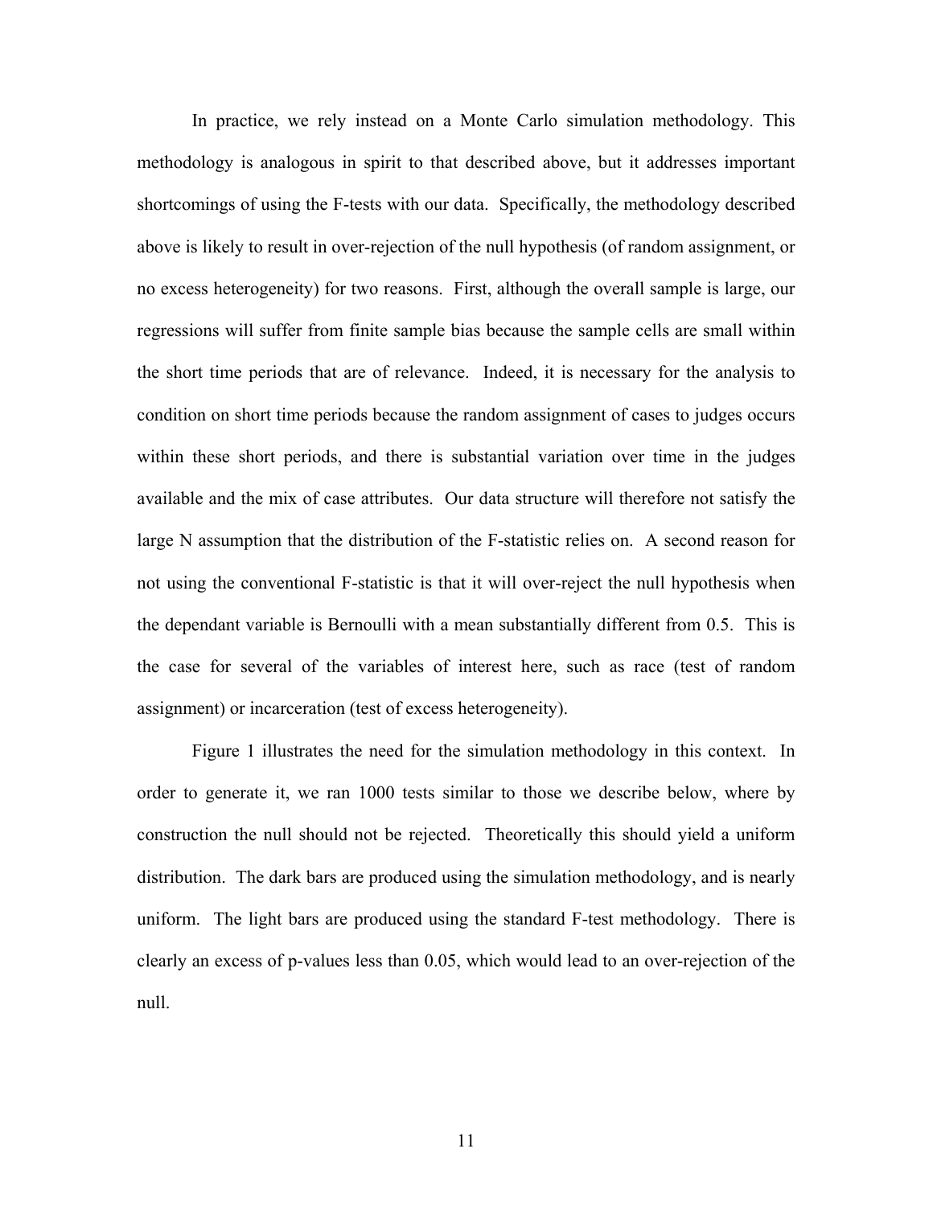In practice, we rely instead on a Monte Carlo simulation methodology. This methodology is analogous in spirit to that described above, but it addresses important shortcomings of using the F-tests with our data. Specifically, the methodology described above is likely to result in over-rejection of the null hypothesis (of random assignment, or no excess heterogeneity) for two reasons. First, although the overall sample is large, our regressions will suffer from finite sample bias because the sample cells are small within the short time periods that are of relevance. Indeed, it is necessary for the analysis to condition on short time periods because the random assignment of cases to judges occurs within these short periods, and there is substantial variation over time in the judges available and the mix of case attributes. Our data structure will therefore not satisfy the large N assumption that the distribution of the F-statistic relies on. A second reason for not using the conventional F-statistic is that it will over-reject the null hypothesis when the dependant variable is Bernoulli with a mean substantially different from 0.5. This is the case for several of the variables of interest here, such as race (test of random assignment) or incarceration (test of excess heterogeneity).

Figure 1 illustrates the need for the simulation methodology in this context. In order to generate it, we ran 1000 tests similar to those we describe below, where by construction the null should not be rejected. Theoretically this should yield a uniform distribution. The dark bars are produced using the simulation methodology, and is nearly uniform. The light bars are produced using the standard F-test methodology. There is clearly an excess of p-values less than 0.05, which would lead to an over-rejection of the null.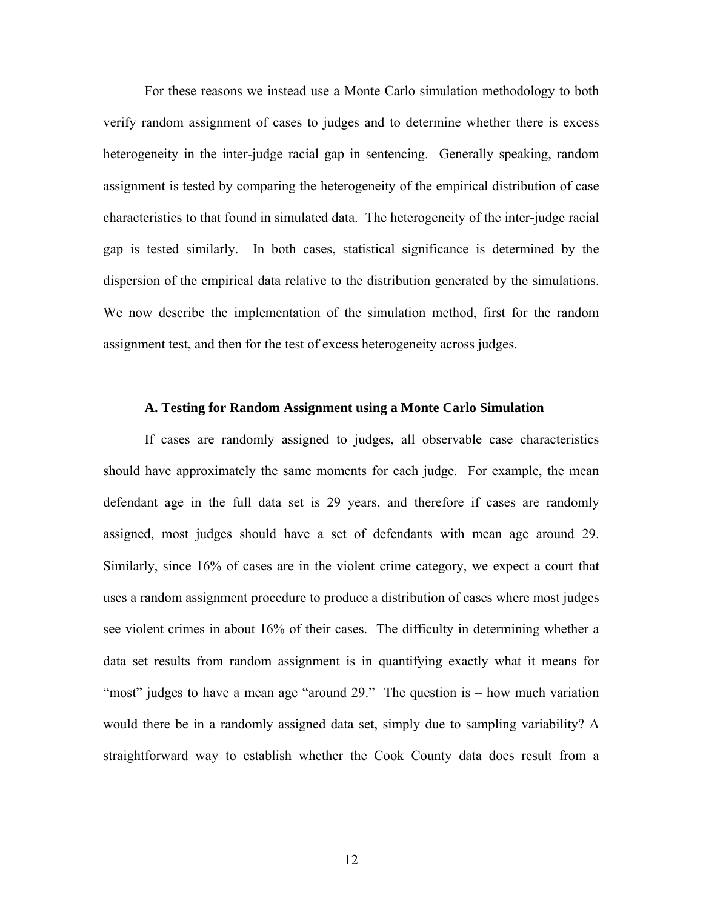For these reasons we instead use a Monte Carlo simulation methodology to both verify random assignment of cases to judges and to determine whether there is excess heterogeneity in the inter-judge racial gap in sentencing. Generally speaking, random assignment is tested by comparing the heterogeneity of the empirical distribution of case characteristics to that found in simulated data. The heterogeneity of the inter-judge racial gap is tested similarly. In both cases, statistical significance is determined by the dispersion of the empirical data relative to the distribution generated by the simulations. We now describe the implementation of the simulation method, first for the random assignment test, and then for the test of excess heterogeneity across judges.

### A. Testing for Random Assignment using a Monte Carlo Simulation

If cases are randomly assigned to judges, all observable case characteristics should have approximately the same moments for each judge. For example, the mean defendant age in the full data set is 29 years, and therefore if cases are randomly assigned, most judges should have a set of defendants with mean age around 29. Similarly, since 16% of cases are in the violent crime category, we expect a court that uses a random assignment procedure to produce a distribution of cases where most judges see violent crimes in about 16% of their cases. The difficulty in determining whether a data set results from random assignment is in quantifying exactly what it means for "most" judges to have a mean age "around 29." The question is – how much variation would there be in a randomly assigned data set, simply due to sampling variability? A straightforward way to establish whether the Cook County data does result from a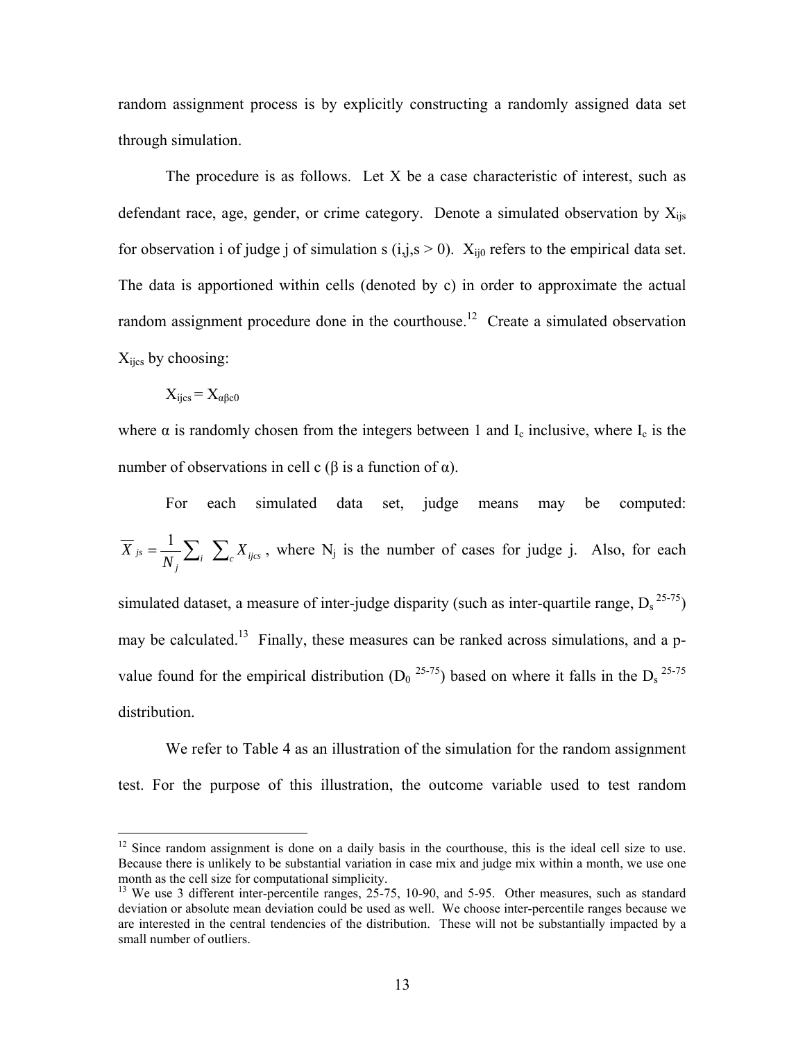random assignment process is by explicitly constructing a randomly assigned data set through simulation.

The procedure is as follows. Let X be a case characteristic of interest, such as defendant race, age, gender, or crime category. Denote a simulated observation by $X_{ijs}$ for observation i of judge j of simulation s (i,j,s > 0). $X_{ij0}$ refers to the empirical data set. The data is apportioned within cells (denoted by c) in order to approximate the actual random assignment procedure done in the courthouse.[12] Create a simulated observation $X_{ijcs}$ by choosing:

$$X_{ijcs} = X_{\alpha\beta c0}$$

where α is randomly chosen from the integers between 1 and $I_c$ inclusive, where $I_c$ is the number of observations in cell c (β is a function of α).

For each simulated data set, judge means may be computed: $\overline{X}_{js} = \frac{1}{N_j}\sum_i \sum_c X_{ijcs}$, where $N_j$ is the number of cases for judge j. Also, for each simulated dataset, a measure of inter-judge disparity (such as inter-quartile range, $D_s^{25\text{-}75}$) may be calculated.[13] Finally, these measures can be ranked across simulations, and a p-value found for the empirical distribution ($D_0^{25\text{-}75}$) based on where it falls in the $D_s^{25\text{-}75}$ distribution.

We refer to Table 4 as an illustration of the simulation for the random assignment test. For the purpose of this illustration, the outcome variable used to test random

---

[12] Since random assignment is done on a daily basis in the courthouse, this is the ideal cell size to use. Because there is unlikely to be substantial variation in case mix and judge mix within a month, we use one month as the cell size for computational simplicity.

[13] We use 3 different inter-percentile ranges, 25-75, 10-90, and 5-95. Other measures, such as standard deviation or absolute mean deviation could be used as well. We choose inter-percentile ranges because we are interested in the central tendencies of the distribution. These will not be substantially impacted by a small number of outliers.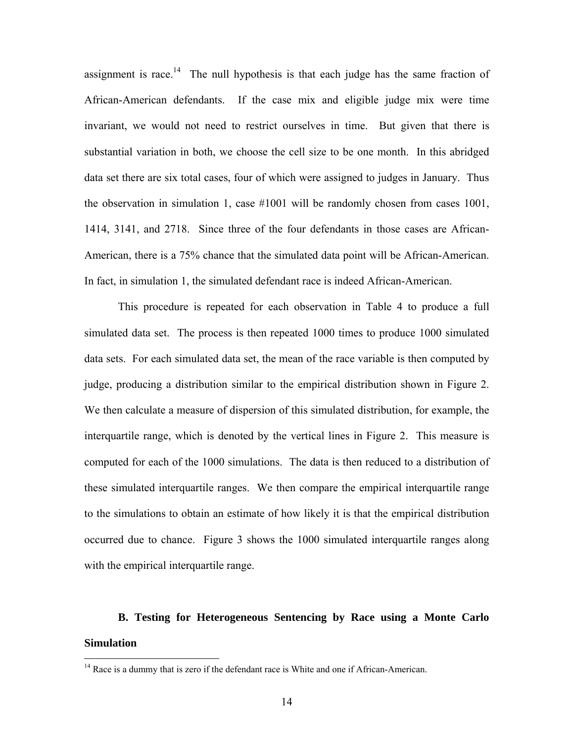assignment is race.[14] The null hypothesis is that each judge has the same fraction of African-American defendants. If the case mix and eligible judge mix were time invariant, we would not need to restrict ourselves in time. But given that there is substantial variation in both, we choose the cell size to be one month. In this abridged data set there are six total cases, four of which were assigned to judges in January. Thus the observation in simulation 1, case #1001 will be randomly chosen from cases 1001, 1414, 3141, and 2718. Since three of the four defendants in those cases are African-American, there is a 75% chance that the simulated data point will be African-American. In fact, in simulation 1, the simulated defendant race is indeed African-American.

This procedure is repeated for each observation in Table 4 to produce a full simulated data set. The process is then repeated 1000 times to produce 1000 simulated data sets. For each simulated data set, the mean of the race variable is then computed by judge, producing a distribution similar to the empirical distribution shown in Figure 2. We then calculate a measure of dispersion of this simulated distribution, for example, the interquartile range, which is denoted by the vertical lines in Figure 2. This measure is computed for each of the 1000 simulations. The data is then reduced to a distribution of these simulated interquartile ranges. We then compare the empirical interquartile range to the simulations to obtain an estimate of how likely it is that the empirical distribution occurred due to chance. Figure 3 shows the 1000 simulated interquartile ranges along with the empirical interquartile range.

### B. Testing for Heterogeneous Sentencing by Race using a Monte Carlo Simulation

[14] Race is a dummy that is zero if the defendant race is White and one if African-American.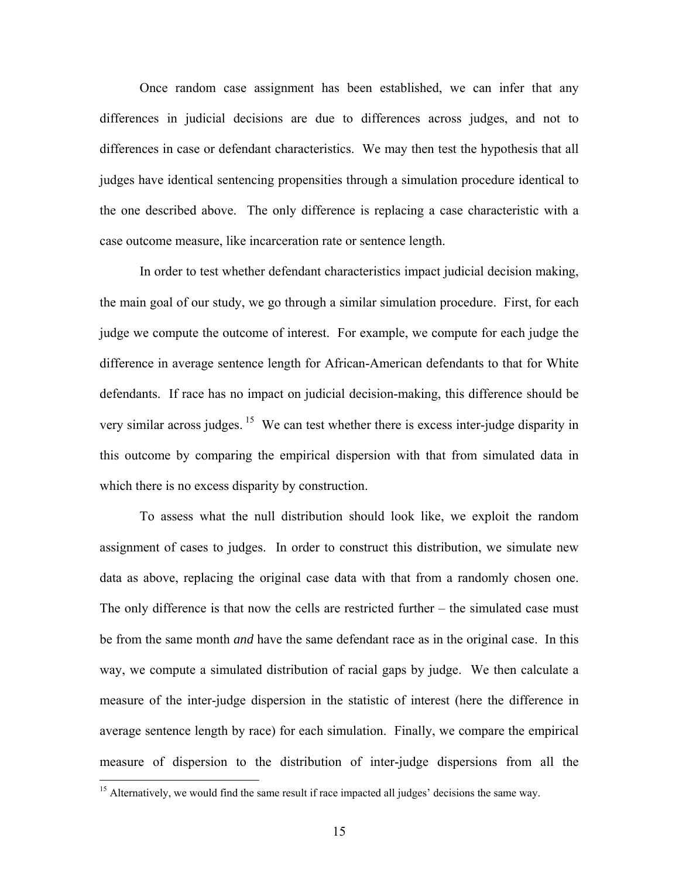Once random case assignment has been established, we can infer that any differences in judicial decisions are due to differences across judges, and not to differences in case or defendant characteristics. We may then test the hypothesis that all judges have identical sentencing propensities through a simulation procedure identical to the one described above. The only difference is replacing a case characteristic with a case outcome measure, like incarceration rate or sentence length.

In order to test whether defendant characteristics impact judicial decision making, the main goal of our study, we go through a similar simulation procedure. First, for each judge we compute the outcome of interest. For example, we compute for each judge the difference in average sentence length for African-American defendants to that for White defendants. If race has no impact on judicial decision-making, this difference should be very similar across judges.[15] We can test whether there is excess inter-judge disparity in this outcome by comparing the empirical dispersion with that from simulated data in which there is no excess disparity by construction.

To assess what the null distribution should look like, we exploit the random assignment of cases to judges. In order to construct this distribution, we simulate new data as above, replacing the original case data with that from a randomly chosen one. The only difference is that now the cells are restricted further – the simulated case must be from the same month *and* have the same defendant race as in the original case. In this way, we compute a simulated distribution of racial gaps by judge. We then calculate a measure of the inter-judge dispersion in the statistic of interest (here the difference in average sentence length by race) for each simulation. Finally, we compare the empirical measure of dispersion to the distribution of inter-judge dispersions from all the

[15] Alternatively, we would find the same result if race impacted all judges' decisions the same way.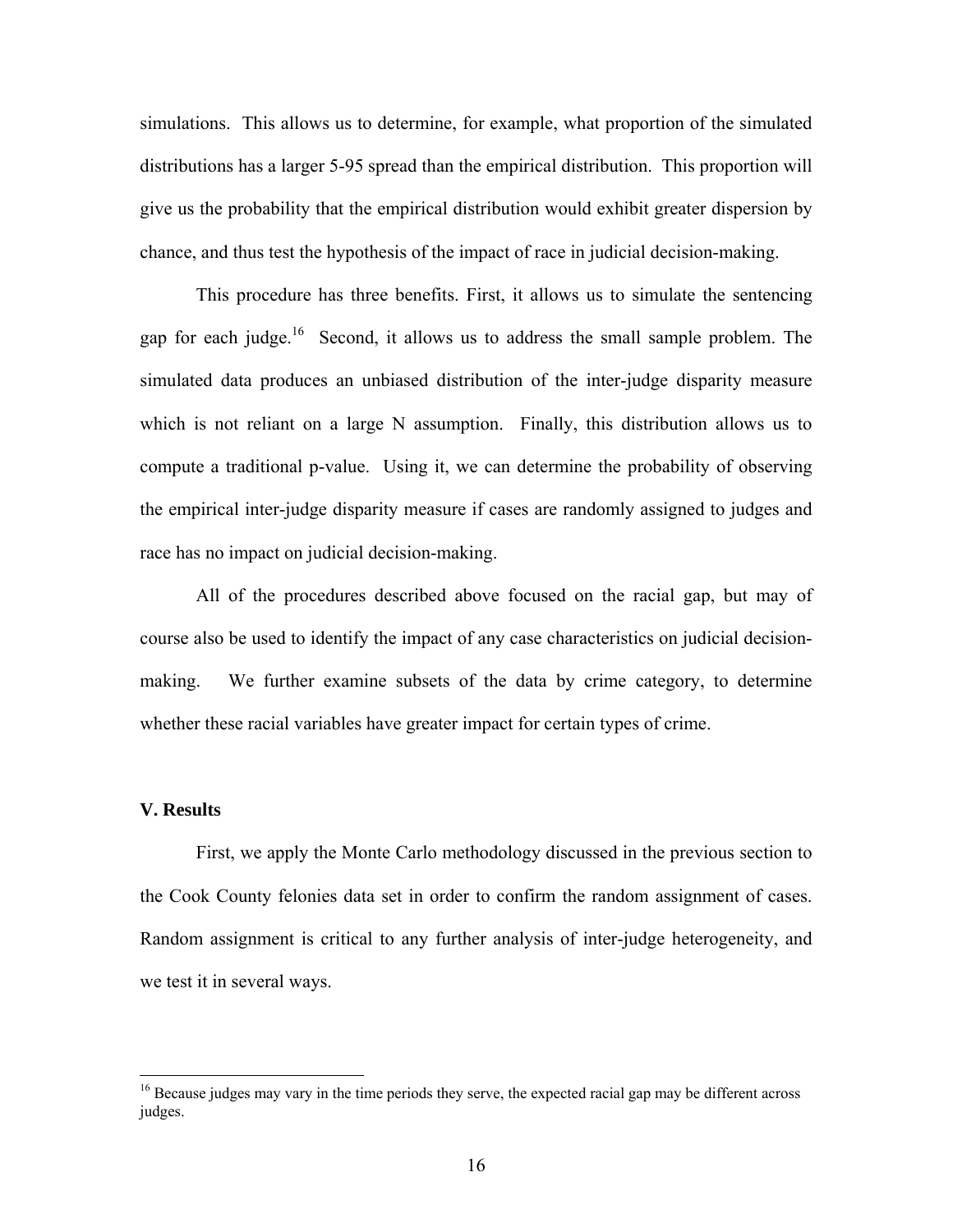simulations. This allows us to determine, for example, what proportion of the simulated distributions has a larger 5-95 spread than the empirical distribution. This proportion will give us the probability that the empirical distribution would exhibit greater dispersion by chance, and thus test the hypothesis of the impact of race in judicial decision-making.

This procedure has three benefits. First, it allows us to simulate the sentencing gap for each judge.[16] Second, it allows us to address the small sample problem. The simulated data produces an unbiased distribution of the inter-judge disparity measure which is not reliant on a large N assumption. Finally, this distribution allows us to compute a traditional p-value. Using it, we can determine the probability of observing the empirical inter-judge disparity measure if cases are randomly assigned to judges and race has no impact on judicial decision-making.

All of the procedures described above focused on the racial gap, but may of course also be used to identify the impact of any case characteristics on judicial decision-making. We further examine subsets of the data by crime category, to determine whether these racial variables have greater impact for certain types of crime.

## V. Results

First, we apply the Monte Carlo methodology discussed in the previous section to the Cook County felonies data set in order to confirm the random assignment of cases. Random assignment is critical to any further analysis of inter-judge heterogeneity, and we test it in several ways.

[16] Because judges may vary in the time periods they serve, the expected racial gap may be different across judges.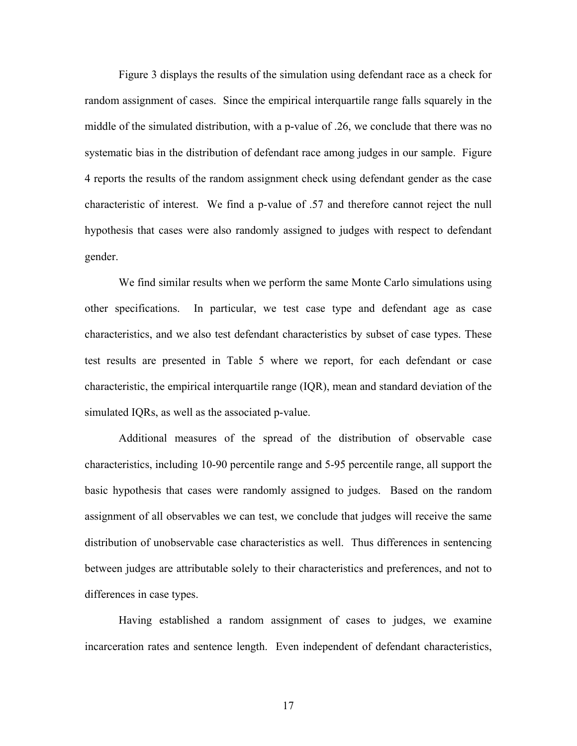Figure 3 displays the results of the simulation using defendant race as a check for random assignment of cases. Since the empirical interquartile range falls squarely in the middle of the simulated distribution, with a p-value of .26, we conclude that there was no systematic bias in the distribution of defendant race among judges in our sample. Figure 4 reports the results of the random assignment check using defendant gender as the case characteristic of interest. We find a p-value of .57 and therefore cannot reject the null hypothesis that cases were also randomly assigned to judges with respect to defendant gender.

We find similar results when we perform the same Monte Carlo simulations using other specifications. In particular, we test case type and defendant age as case characteristics, and we also test defendant characteristics by subset of case types. These test results are presented in Table 5 where we report, for each defendant or case characteristic, the empirical interquartile range (IQR), mean and standard deviation of the simulated IQRs, as well as the associated p-value.

Additional measures of the spread of the distribution of observable case characteristics, including 10-90 percentile range and 5-95 percentile range, all support the basic hypothesis that cases were randomly assigned to judges. Based on the random assignment of all observables we can test, we conclude that judges will receive the same distribution of unobservable case characteristics as well. Thus differences in sentencing between judges are attributable solely to their characteristics and preferences, and not to differences in case types.

Having established a random assignment of cases to judges, we examine incarceration rates and sentence length. Even independent of defendant characteristics,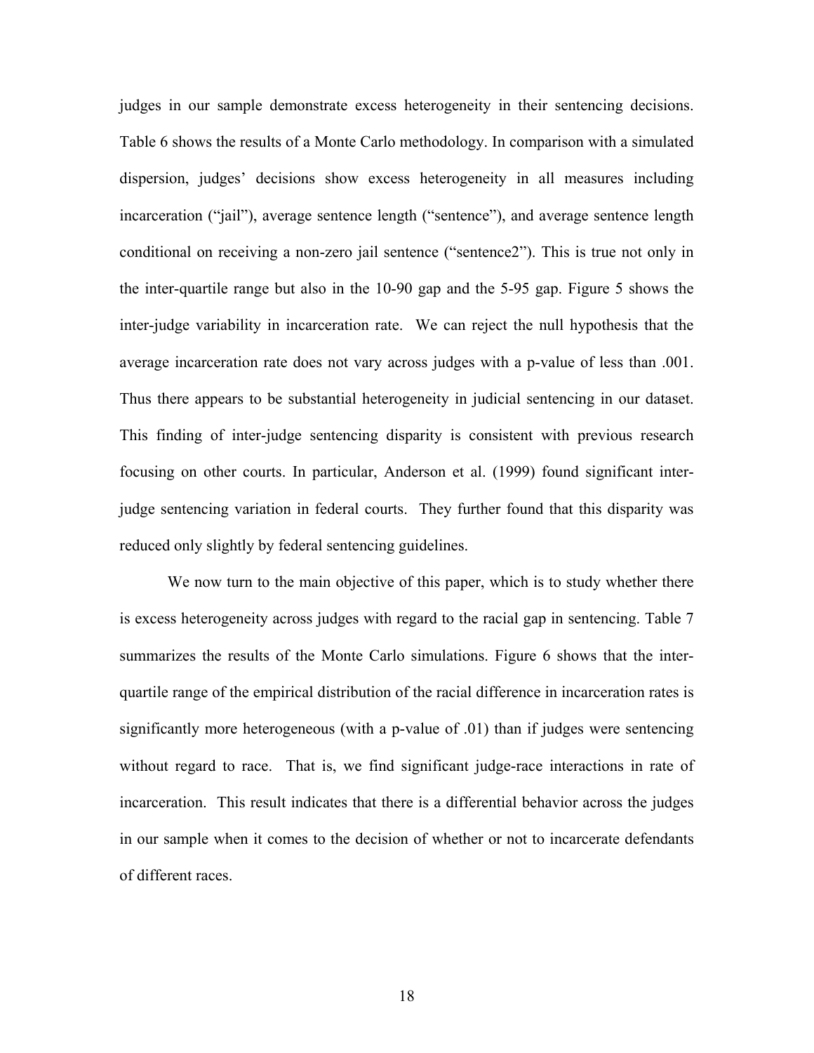judges in our sample demonstrate excess heterogeneity in their sentencing decisions. Table 6 shows the results of a Monte Carlo methodology. In comparison with a simulated dispersion, judges' decisions show excess heterogeneity in all measures including incarceration ("jail"), average sentence length ("sentence"), and average sentence length conditional on receiving a non-zero jail sentence ("sentence2"). This is true not only in the inter-quartile range but also in the 10-90 gap and the 5-95 gap. Figure 5 shows the inter-judge variability in incarceration rate. We can reject the null hypothesis that the average incarceration rate does not vary across judges with a p-value of less than .001. Thus there appears to be substantial heterogeneity in judicial sentencing in our dataset. This finding of inter-judge sentencing disparity is consistent with previous research focusing on other courts. In particular, Anderson et al. (1999) found significant inter-judge sentencing variation in federal courts. They further found that this disparity was reduced only slightly by federal sentencing guidelines.

We now turn to the main objective of this paper, which is to study whether there is excess heterogeneity across judges with regard to the racial gap in sentencing. Table 7 summarizes the results of the Monte Carlo simulations. Figure 6 shows that the inter-quartile range of the empirical distribution of the racial difference in incarceration rates is significantly more heterogeneous (with a p-value of .01) than if judges were sentencing without regard to race. That is, we find significant judge-race interactions in rate of incarceration. This result indicates that there is a differential behavior across the judges in our sample when it comes to the decision of whether or not to incarcerate defendants of different races.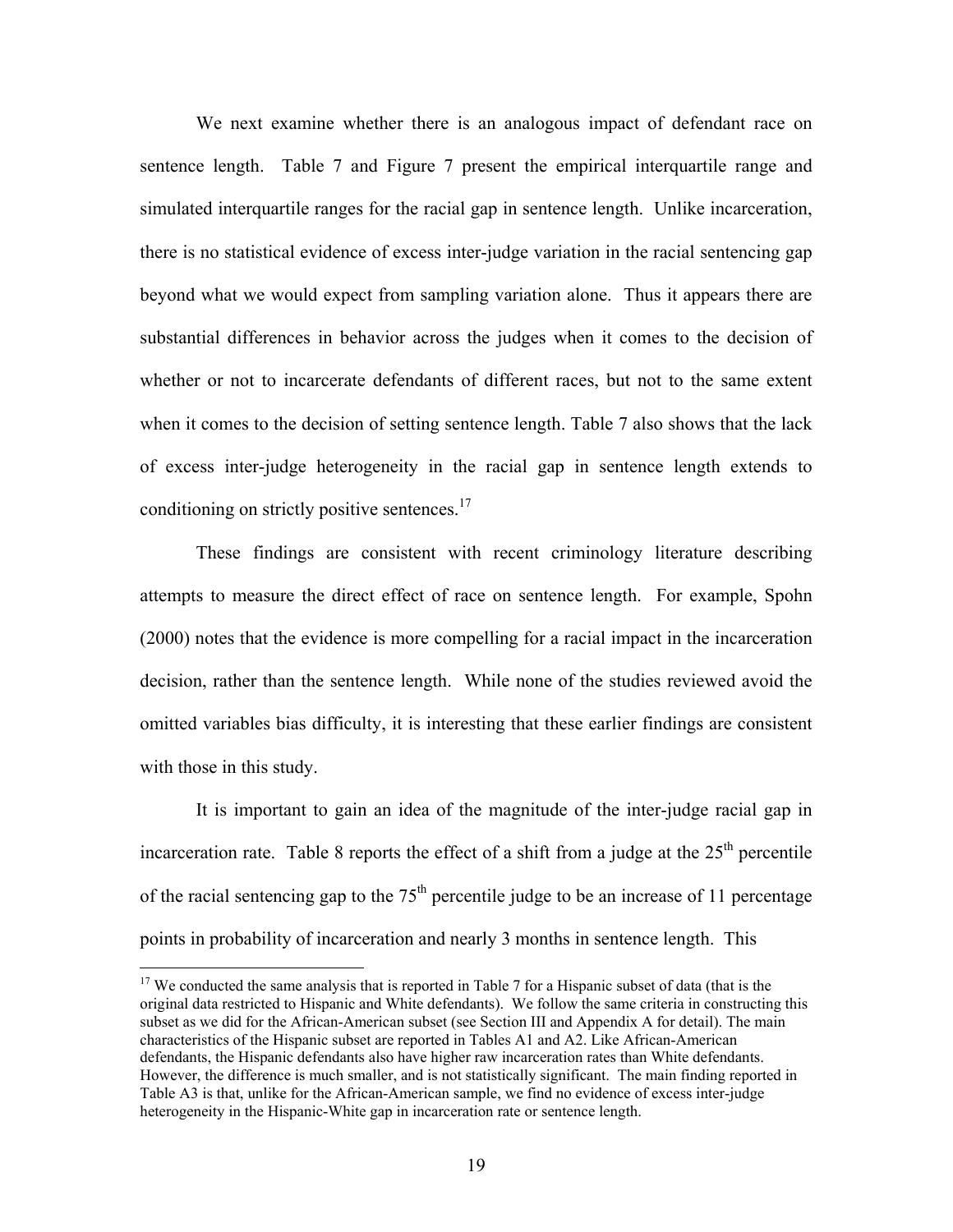We next examine whether there is an analogous impact of defendant race on sentence length. Table 7 and Figure 7 present the empirical interquartile range and simulated interquartile ranges for the racial gap in sentence length. Unlike incarceration, there is no statistical evidence of excess inter-judge variation in the racial sentencing gap beyond what we would expect from sampling variation alone. Thus it appears there are substantial differences in behavior across the judges when it comes to the decision of whether or not to incarcerate defendants of different races, but not to the same extent when it comes to the decision of setting sentence length. Table 7 also shows that the lack of excess inter-judge heterogeneity in the racial gap in sentence length extends to conditioning on strictly positive sentences.[17]

These findings are consistent with recent criminology literature describing attempts to measure the direct effect of race on sentence length. For example, Spohn (2000) notes that the evidence is more compelling for a racial impact in the incarceration decision, rather than the sentence length. While none of the studies reviewed avoid the omitted variables bias difficulty, it is interesting that these earlier findings are consistent with those in this study.

It is important to gain an idea of the magnitude of the inter-judge racial gap in incarceration rate. Table 8 reports the effect of a shift from a judge at the 25[th] percentile of the racial sentencing gap to the 75[th] percentile judge to be an increase of 11 percentage points in probability of incarceration and nearly 3 months in sentence length. This

[17] We conducted the same analysis that is reported in Table 7 for a Hispanic subset of data (that is the original data restricted to Hispanic and White defendants). We follow the same criteria in constructing this subset as we did for the African-American subset (see Section III and Appendix A for detail). The main characteristics of the Hispanic subset are reported in Tables A1 and A2. Like African-American defendants, the Hispanic defendants also have higher raw incarceration rates than White defendants. However, the difference is much smaller, and is not statistically significant. The main finding reported in Table A3 is that, unlike for the African-American sample, we find no evidence of excess inter-judge heterogeneity in the Hispanic-White gap in incarceration rate or sentence length.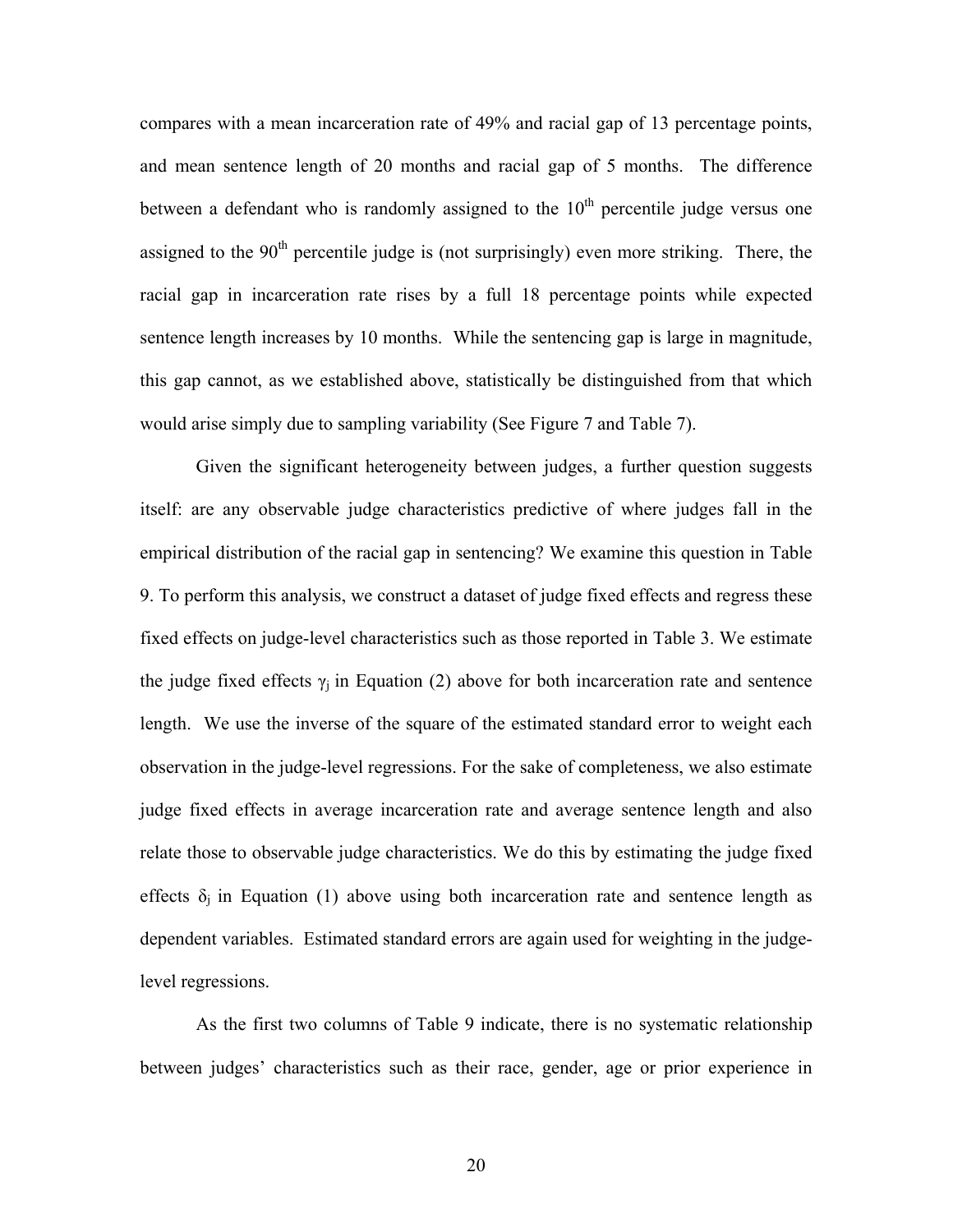compares with a mean incarceration rate of 49% and racial gap of 13 percentage points, and mean sentence length of 20 months and racial gap of 5 months. The difference between a defendant who is randomly assigned to the 10th percentile judge versus one assigned to the 90th percentile judge is (not surprisingly) even more striking. There, the racial gap in incarceration rate rises by a full 18 percentage points while expected sentence length increases by 10 months. While the sentencing gap is large in magnitude, this gap cannot, as we established above, statistically be distinguished from that which would arise simply due to sampling variability (See Figure 7 and Table 7).

Given the significant heterogeneity between judges, a further question suggests itself: are any observable judge characteristics predictive of where judges fall in the empirical distribution of the racial gap in sentencing? We examine this question in Table 9. To perform this analysis, we construct a dataset of judge fixed effects and regress these fixed effects on judge-level characteristics such as those reported in Table 3. We estimate the judge fixed effects $\gamma_j$ in Equation (2) above for both incarceration rate and sentence length. We use the inverse of the square of the estimated standard error to weight each observation in the judge-level regressions. For the sake of completeness, we also estimate judge fixed effects in average incarceration rate and average sentence length and also relate those to observable judge characteristics. We do this by estimating the judge fixed effects $\delta_j$ in Equation (1) above using both incarceration rate and sentence length as dependent variables. Estimated standard errors are again used for weighting in the judge-level regressions.

As the first two columns of Table 9 indicate, there is no systematic relationship between judges' characteristics such as their race, gender, age or prior experience in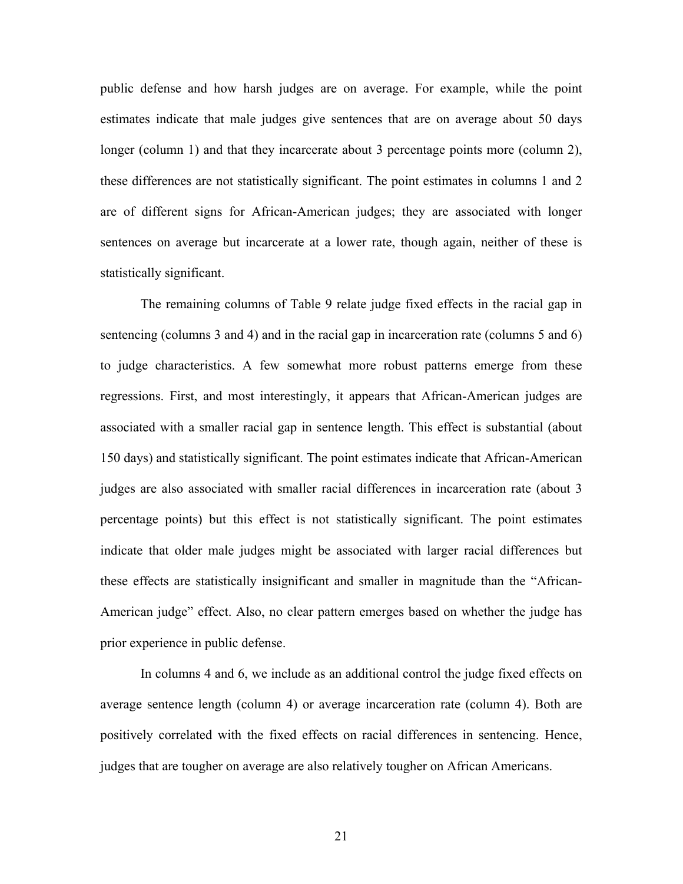public defense and how harsh judges are on average. For example, while the point estimates indicate that male judges give sentences that are on average about 50 days longer (column 1) and that they incarcerate about 3 percentage points more (column 2), these differences are not statistically significant. The point estimates in columns 1 and 2 are of different signs for African-American judges; they are associated with longer sentences on average but incarcerate at a lower rate, though again, neither of these is statistically significant.

The remaining columns of Table 9 relate judge fixed effects in the racial gap in sentencing (columns 3 and 4) and in the racial gap in incarceration rate (columns 5 and 6) to judge characteristics. A few somewhat more robust patterns emerge from these regressions. First, and most interestingly, it appears that African-American judges are associated with a smaller racial gap in sentence length. This effect is substantial (about 150 days) and statistically significant. The point estimates indicate that African-American judges are also associated with smaller racial differences in incarceration rate (about 3 percentage points) but this effect is not statistically significant. The point estimates indicate that older male judges might be associated with larger racial differences but these effects are statistically insignificant and smaller in magnitude than the "African-American judge" effect. Also, no clear pattern emerges based on whether the judge has prior experience in public defense.

In columns 4 and 6, we include as an additional control the judge fixed effects on average sentence length (column 4) or average incarceration rate (column 4). Both are positively correlated with the fixed effects on racial differences in sentencing. Hence, judges that are tougher on average are also relatively tougher on African Americans.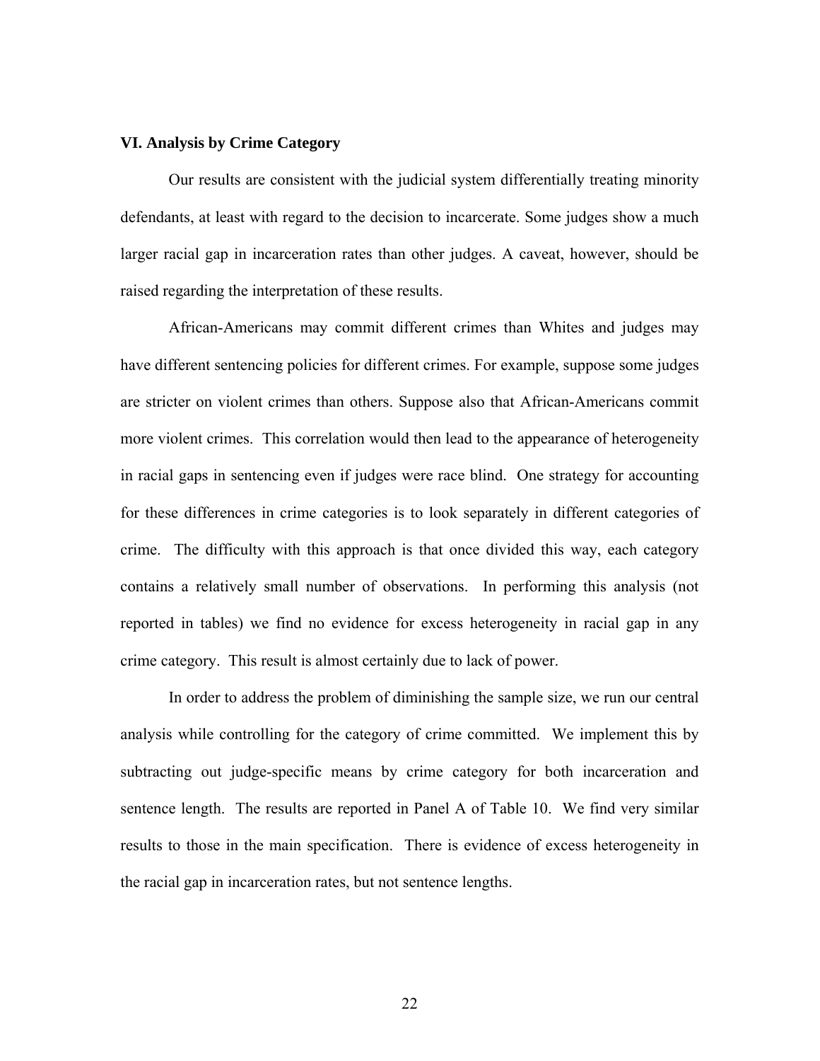## VI. Analysis by Crime Category

Our results are consistent with the judicial system differentially treating minority defendants, at least with regard to the decision to incarcerate. Some judges show a much larger racial gap in incarceration rates than other judges. A caveat, however, should be raised regarding the interpretation of these results.

African-Americans may commit different crimes than Whites and judges may have different sentencing policies for different crimes. For example, suppose some judges are stricter on violent crimes than others. Suppose also that African-Americans commit more violent crimes. This correlation would then lead to the appearance of heterogeneity in racial gaps in sentencing even if judges were race blind. One strategy for accounting for these differences in crime categories is to look separately in different categories of crime. The difficulty with this approach is that once divided this way, each category contains a relatively small number of observations. In performing this analysis (not reported in tables) we find no evidence for excess heterogeneity in racial gap in any crime category. This result is almost certainly due to lack of power.

In order to address the problem of diminishing the sample size, we run our central analysis while controlling for the category of crime committed. We implement this by subtracting out judge-specific means by crime category for both incarceration and sentence length. The results are reported in Panel A of Table 10. We find very similar results to those in the main specification. There is evidence of excess heterogeneity in the racial gap in incarceration rates, but not sentence lengths.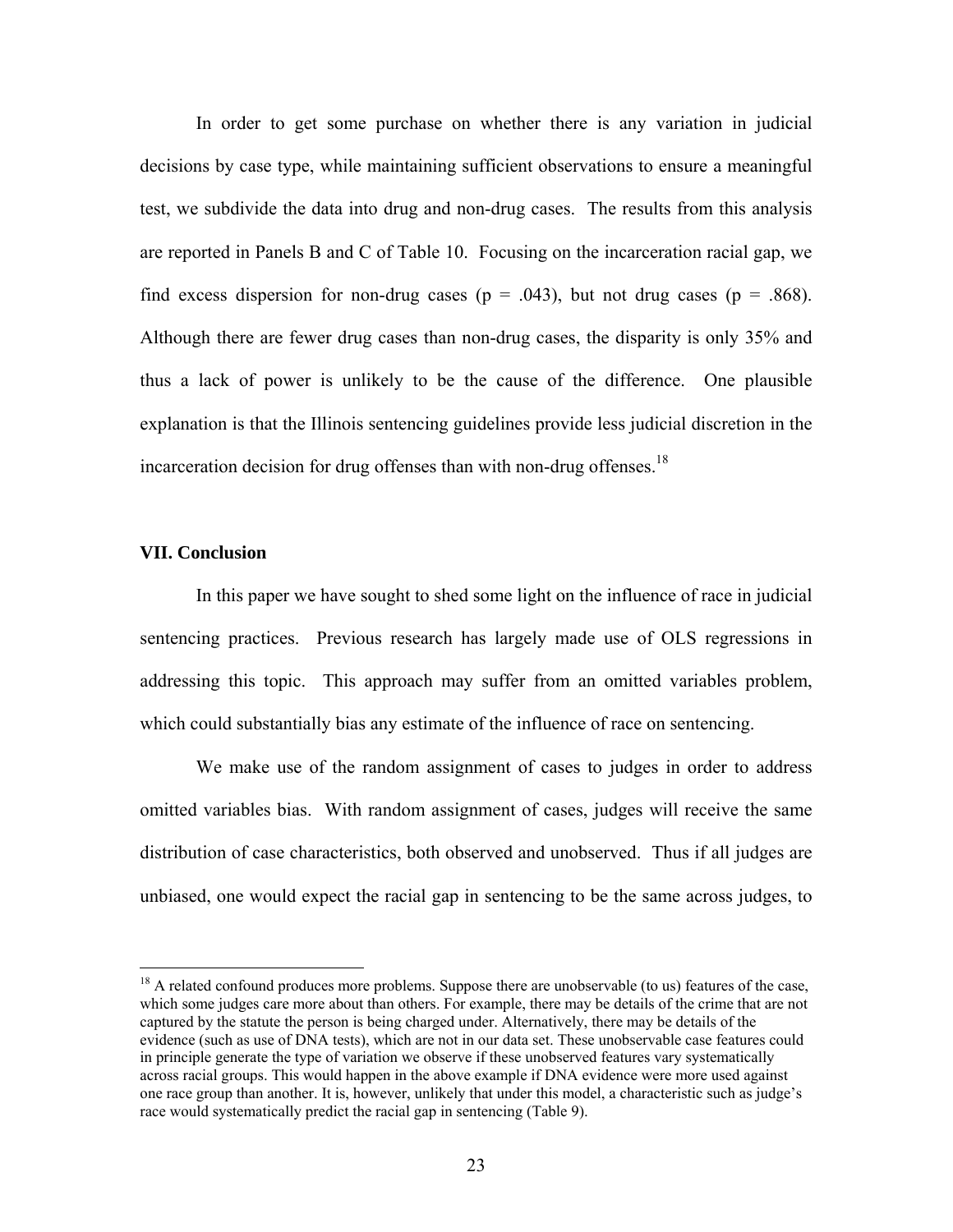In order to get some purchase on whether there is any variation in judicial decisions by case type, while maintaining sufficient observations to ensure a meaningful test, we subdivide the data into drug and non-drug cases. The results from this analysis are reported in Panels B and C of Table 10. Focusing on the incarceration racial gap, we find excess dispersion for non-drug cases ($p = .043$), but not drug cases ($p = .868$). Although there are fewer drug cases than non-drug cases, the disparity is only 35% and thus a lack of power is unlikely to be the cause of the difference. One plausible explanation is that the Illinois sentencing guidelines provide less judicial discretion in the incarceration decision for drug offenses than with non-drug offenses.[18]

## VII. Conclusion

In this paper we have sought to shed some light on the influence of race in judicial sentencing practices. Previous research has largely made use of OLS regressions in addressing this topic. This approach may suffer from an omitted variables problem, which could substantially bias any estimate of the influence of race on sentencing.

We make use of the random assignment of cases to judges in order to address omitted variables bias. With random assignment of cases, judges will receive the same distribution of case characteristics, both observed and unobserved. Thus if all judges are unbiased, one would expect the racial gap in sentencing to be the same across judges, to

---

[18] A related confound produces more problems. Suppose there are unobservable (to us) features of the case, which some judges care more about than others. For example, there may be details of the crime that are not captured by the statute the person is being charged under. Alternatively, there may be details of the evidence (such as use of DNA tests), which are not in our data set. These unobservable case features could in principle generate the type of variation we observe if these unobserved features vary systematically across racial groups. This would happen in the above example if DNA evidence were more used against one race group than another. It is, however, unlikely that under this model, a characteristic such as judge's race would systematically predict the racial gap in sentencing (Table 9).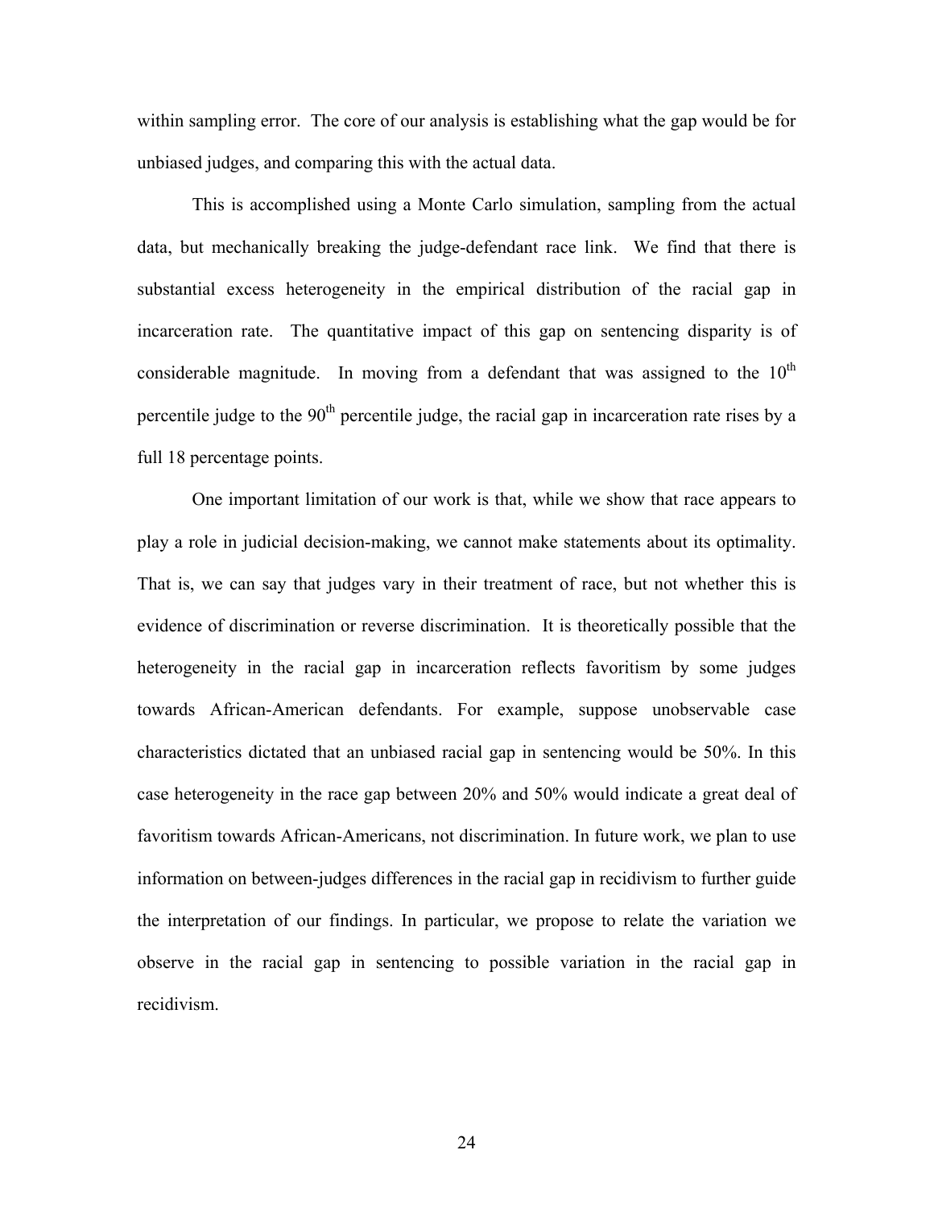within sampling error. The core of our analysis is establishing what the gap would be for unbiased judges, and comparing this with the actual data.

This is accomplished using a Monte Carlo simulation, sampling from the actual data, but mechanically breaking the judge-defendant race link. We find that there is substantial excess heterogeneity in the empirical distribution of the racial gap in incarceration rate. The quantitative impact of this gap on sentencing disparity is of considerable magnitude. In moving from a defendant that was assigned to the $10^{th}$ percentile judge to the $90^{th}$ percentile judge, the racial gap in incarceration rate rises by a full 18 percentage points.

One important limitation of our work is that, while we show that race appears to play a role in judicial decision-making, we cannot make statements about its optimality. That is, we can say that judges vary in their treatment of race, but not whether this is evidence of discrimination or reverse discrimination. It is theoretically possible that the heterogeneity in the racial gap in incarceration reflects favoritism by some judges towards African-American defendants. For example, suppose unobservable case characteristics dictated that an unbiased racial gap in sentencing would be 50%. In this case heterogeneity in the race gap between 20% and 50% would indicate a great deal of favoritism towards African-Americans, not discrimination. In future work, we plan to use information on between-judges differences in the racial gap in recidivism to further guide the interpretation of our findings. In particular, we propose to relate the variation we observe in the racial gap in sentencing to possible variation in the racial gap in recidivism.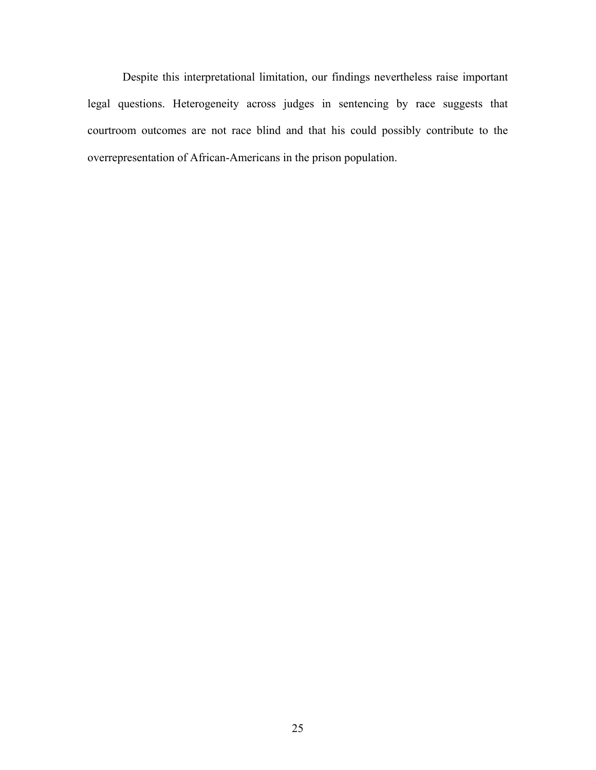Despite this interpretational limitation, our findings nevertheless raise important legal questions. Heterogeneity across judges in sentencing by race suggests that courtroom outcomes are not race blind and that his could possibly contribute to the overrepresentation of African-Americans in the prison population.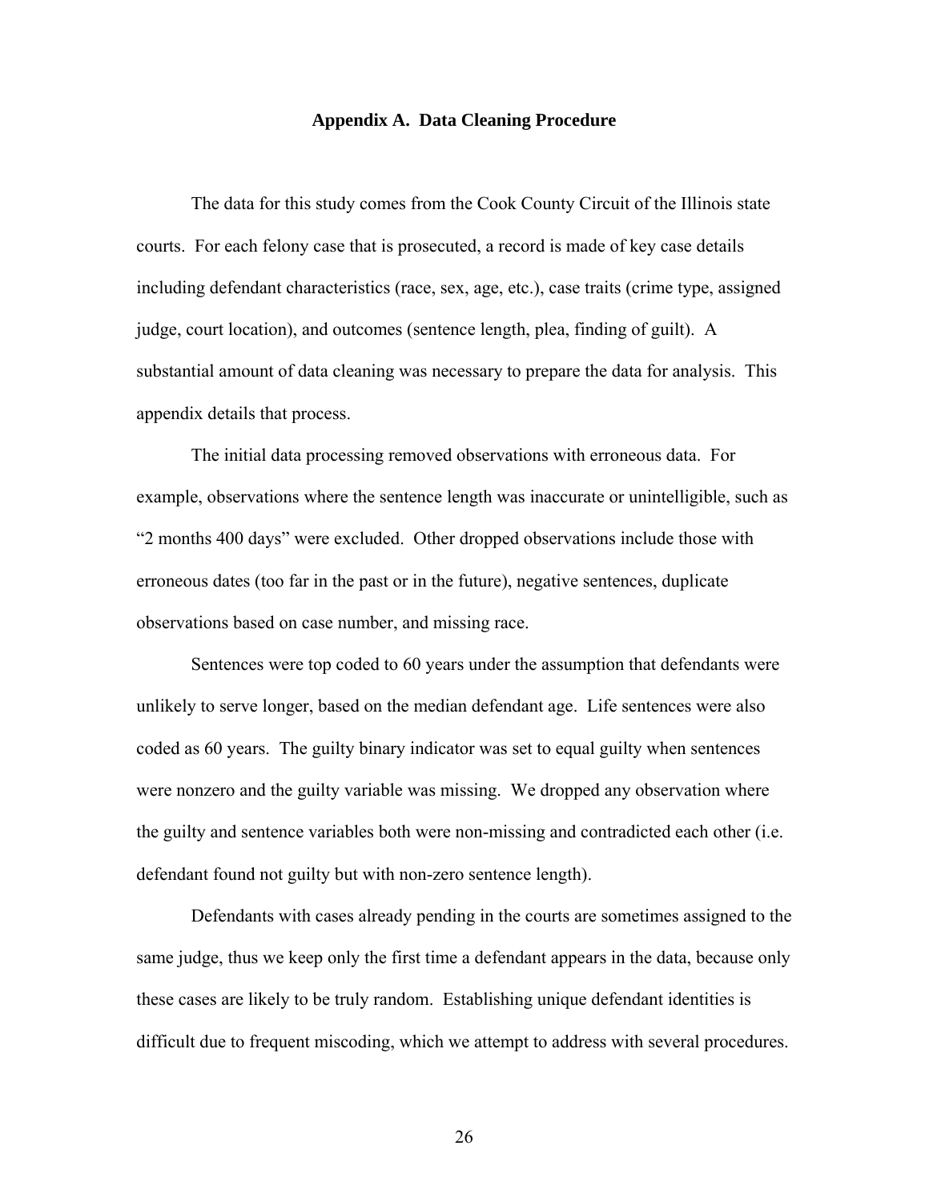## Appendix A. Data Cleaning Procedure

The data for this study comes from the Cook County Circuit of the Illinois state courts. For each felony case that is prosecuted, a record is made of key case details including defendant characteristics (race, sex, age, etc.), case traits (crime type, assigned judge, court location), and outcomes (sentence length, plea, finding of guilt). A substantial amount of data cleaning was necessary to prepare the data for analysis. This appendix details that process.

The initial data processing removed observations with erroneous data. For example, observations where the sentence length was inaccurate or unintelligible, such as "2 months 400 days" were excluded. Other dropped observations include those with erroneous dates (too far in the past or in the future), negative sentences, duplicate observations based on case number, and missing race.

Sentences were top coded to 60 years under the assumption that defendants were unlikely to serve longer, based on the median defendant age. Life sentences were also coded as 60 years. The guilty binary indicator was set to equal guilty when sentences were nonzero and the guilty variable was missing. We dropped any observation where the guilty and sentence variables both were non-missing and contradicted each other (i.e. defendant found not guilty but with non-zero sentence length).

Defendants with cases already pending in the courts are sometimes assigned to the same judge, thus we keep only the first time a defendant appears in the data, because only these cases are likely to be truly random. Establishing unique defendant identities is difficult due to frequent miscoding, which we attempt to address with several procedures.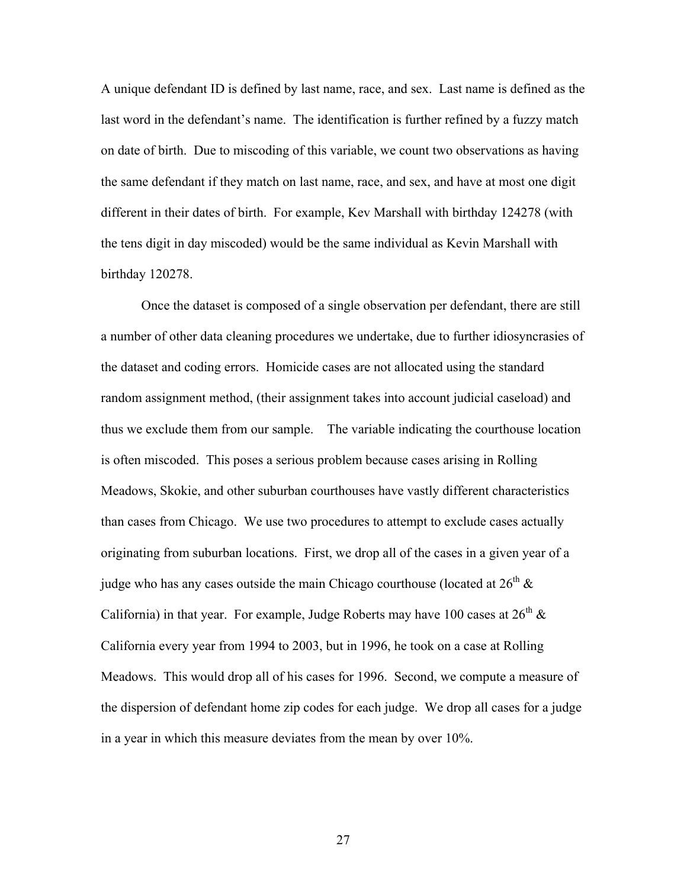A unique defendant ID is defined by last name, race, and sex. Last name is defined as the last word in the defendant's name. The identification is further refined by a fuzzy match on date of birth. Due to miscoding of this variable, we count two observations as having the same defendant if they match on last name, race, and sex, and have at most one digit different in their dates of birth. For example, Kev Marshall with birthday 124278 (with the tens digit in day miscoded) would be the same individual as Kevin Marshall with birthday 120278.

Once the dataset is composed of a single observation per defendant, there are still a number of other data cleaning procedures we undertake, due to further idiosyncrasies of the dataset and coding errors. Homicide cases are not allocated using the standard random assignment method, (their assignment takes into account judicial caseload) and thus we exclude them from our sample. The variable indicating the courthouse location is often miscoded. This poses a serious problem because cases arising in Rolling Meadows, Skokie, and other suburban courthouses have vastly different characteristics than cases from Chicago. We use two procedures to attempt to exclude cases actually originating from suburban locations. First, we drop all of the cases in a given year of a judge who has any cases outside the main Chicago courthouse (located at 26th & California) in that year. For example, Judge Roberts may have 100 cases at 26th & California every year from 1994 to 2003, but in 1996, he took on a case at Rolling Meadows. This would drop all of his cases for 1996. Second, we compute a measure of the dispersion of defendant home zip codes for each judge. We drop all cases for a judge in a year in which this measure deviates from the mean by over 10%.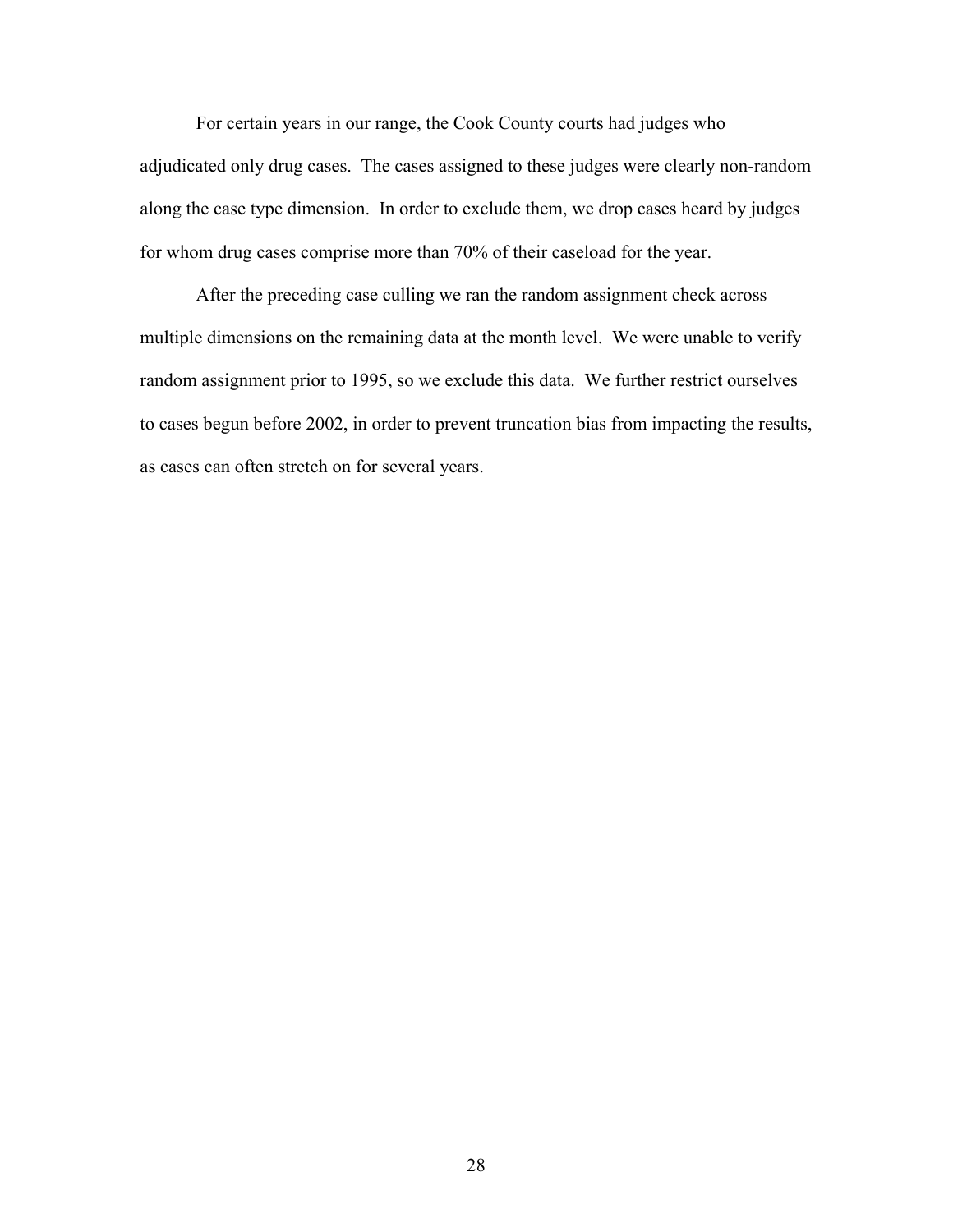For certain years in our range, the Cook County courts had judges who adjudicated only drug cases. The cases assigned to these judges were clearly non-random along the case type dimension. In order to exclude them, we drop cases heard by judges for whom drug cases comprise more than 70% of their caseload for the year.

After the preceding case culling we ran the random assignment check across multiple dimensions on the remaining data at the month level. We were unable to verify random assignment prior to 1995, so we exclude this data. We further restrict ourselves to cases begun before 2002, in order to prevent truncation bias from impacting the results, as cases can often stretch on for several years.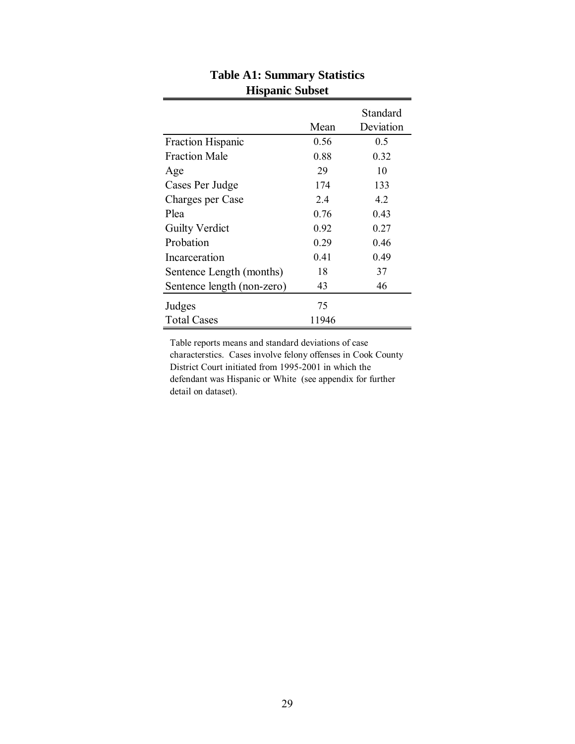## Table A1: Summary Statistics
### Hispanic Subset

| | Mean | Standard Deviation |
|---|---|---|
| Fraction Hispanic | 0.56 | 0.5 |
| Fraction Male | 0.88 | 0.32 |
| Age | 29 | 10 |
| Cases Per Judge | 174 | 133 |
| Charges per Case | 2.4 | 4.2 |
| Plea | 0.76 | 0.43 |
| Guilty Verdict | 0.92 | 0.27 |
| Probation | 0.29 | 0.46 |
| Incarceration | 0.41 | 0.49 |
| Sentence Length (months) | 18 | 37 |
| Sentence length (non-zero) | 43 | 46 |
| Judges | 75 | |
| Total Cases | 11946 | |

Table reports means and standard deviations of case characterstics. Cases involve felony offenses in Cook County District Court initiated from 1995-2001 in which the defendant was Hispanic or White (see appendix for further detail on dataset).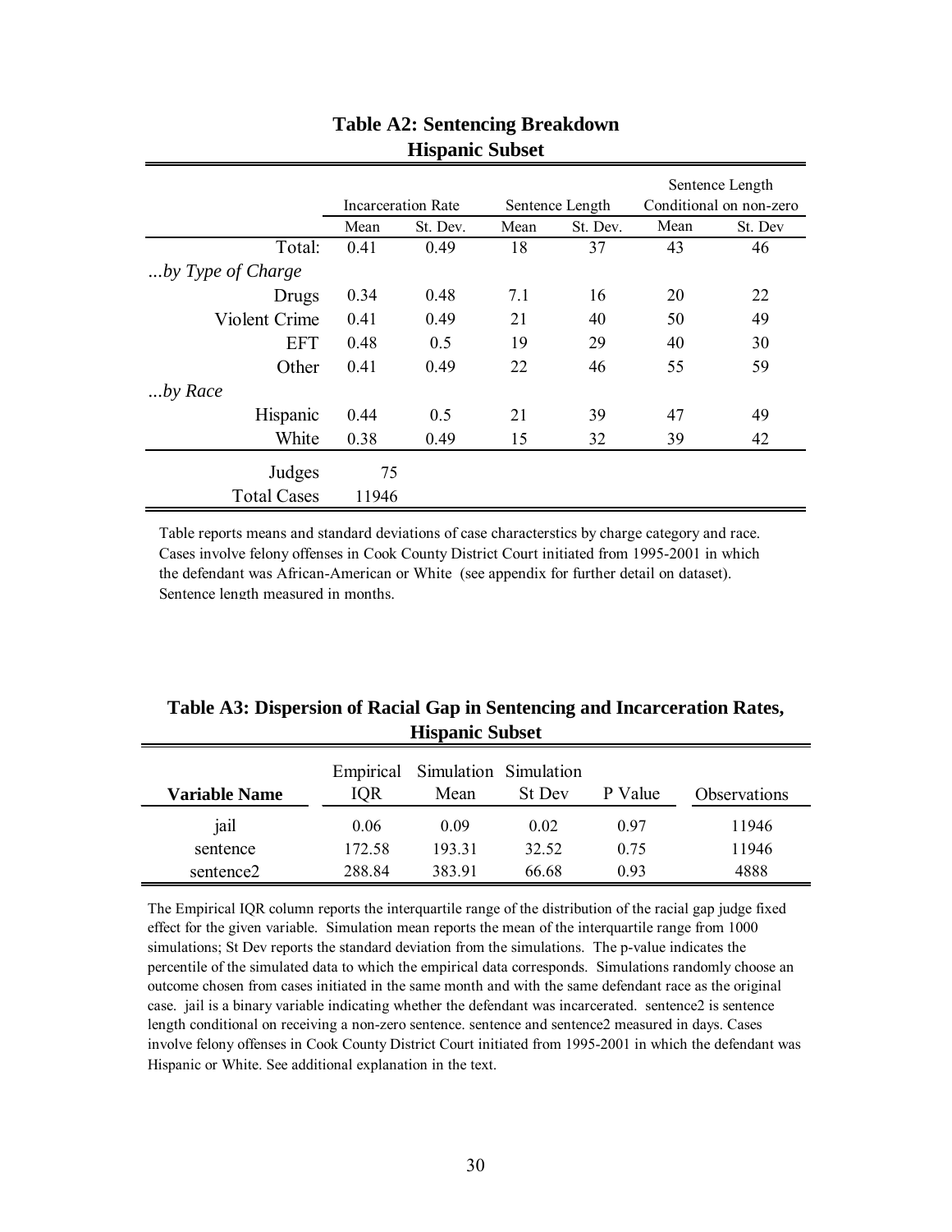## Table A2: Sentencing Breakdown
### Hispanic Subset

| | Incarceration Rate | | Sentence Length | | Sentence Length Conditional on non-zero | |
|---|---|---|---|---|---|---|
| | Mean | St. Dev. | Mean | St. Dev. | Mean | St. Dev |
| Total: | 0.41 | 0.49 | 18 | 37 | 43 | 46 |
| *...by Type of Charge* | | | | | | |
| Drugs | 0.34 | 0.48 | 7.1 | 16 | 20 | 22 |
| Violent Crime | 0.41 | 0.49 | 21 | 40 | 50 | 49 |
| EFT | 0.48 | 0.5 | 19 | 29 | 40 | 30 |
| Other | 0.41 | 0.49 | 22 | 46 | 55 | 59 |
| *...by Race* | | | | | | |
| Hispanic | 0.44 | 0.5 | 21 | 39 | 47 | 49 |
| White | 0.38 | 0.49 | 15 | 32 | 39 | 42 |
| Judges | 75 | | | | | |
| Total Cases | 11946 | | | | | |

Table reports means and standard deviations of case characterstics by charge category and race. Cases involve felony offenses in Cook County District Court initiated from 1995-2001 in which the defendant was African-American or White (see appendix for further detail on dataset). Sentence length measured in months.

## Table A3: Dispersion of Racial Gap in Sentencing and Incarceration Rates, Hispanic Subset

| Variable Name | Empirical IQR | Simulation Mean | Simulation St Dev | P Value | Observations |
|---|---|---|---|---|---|
| jail | 0.06 | 0.09 | 0.02 | 0.97 | 11946 |
| sentence | 172.58 | 193.31 | 32.52 | 0.75 | 11946 |
| sentence2 | 288.84 | 383.91 | 66.68 | 0.93 | 4888 |

The Empirical IQR column reports the interquartile range of the distribution of the racial gap judge fixed effect for the given variable. Simulation mean reports the mean of the interquartile range from 1000 simulations; St Dev reports the standard deviation from the simulations. The p-value indicates the percentile of the simulated data to which the empirical data corresponds. Simulations randomly choose an outcome chosen from cases initiated in the same month and with the same defendant race as the original case. jail is a binary variable indicating whether the defendant was incarcerated. sentence2 is sentence length conditional on receiving a non-zero sentence. sentence and sentence2 measured in days. Cases involve felony offenses in Cook County District Court initiated from 1995-2001 in which the defendant was Hispanic or White. See additional explanation in the text.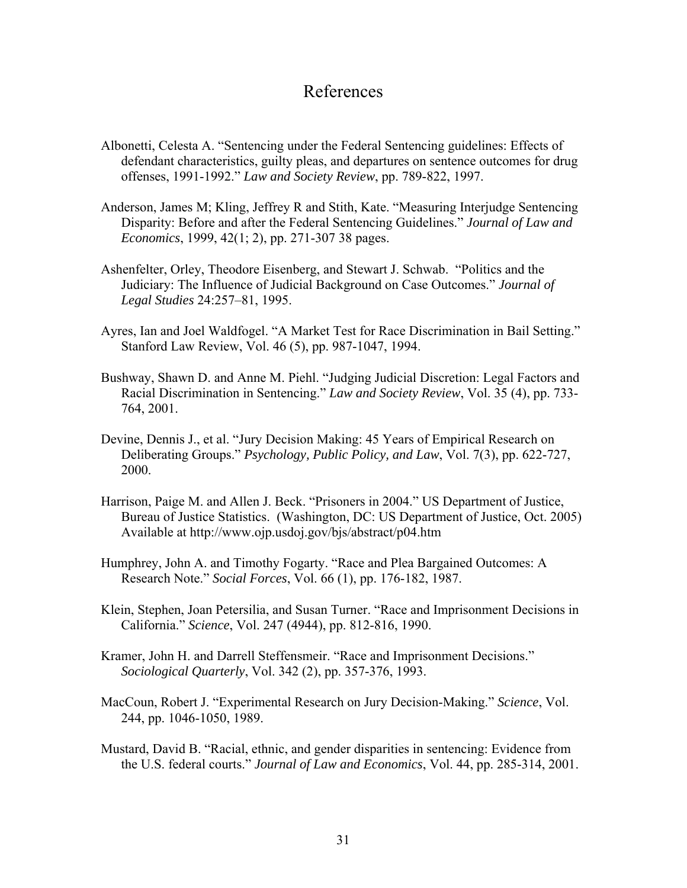# References

Albonetti, Celesta A. "Sentencing under the Federal Sentencing guidelines: Effects of defendant characteristics, guilty pleas, and departures on sentence outcomes for drug offenses, 1991-1992." *Law and Society Review*, pp. 789-822, 1997.

Anderson, James M; Kling, Jeffrey R and Stith, Kate. "Measuring Interjudge Sentencing Disparity: Before and after the Federal Sentencing Guidelines." *Journal of Law and Economics*, 1999, 42(1; 2), pp. 271-307 38 pages.

Ashenfelter, Orley, Theodore Eisenberg, and Stewart J. Schwab. "Politics and the Judiciary: The Influence of Judicial Background on Case Outcomes." *Journal of Legal Studies* 24:257–81, 1995.

Ayres, Ian and Joel Waldfogel. "A Market Test for Race Discrimination in Bail Setting." Stanford Law Review, Vol. 46 (5), pp. 987-1047, 1994.

Bushway, Shawn D. and Anne M. Piehl. "Judging Judicial Discretion: Legal Factors and Racial Discrimination in Sentencing." *Law and Society Review*, Vol. 35 (4), pp. 733-764, 2001.

Devine, Dennis J., et al. "Jury Decision Making: 45 Years of Empirical Research on Deliberating Groups." *Psychology, Public Policy, and Law*, Vol. 7(3), pp. 622-727, 2000.

Harrison, Paige M. and Allen J. Beck. "Prisoners in 2004." US Department of Justice, Bureau of Justice Statistics. (Washington, DC: US Department of Justice, Oct. 2005) Available at http://www.ojp.usdoj.gov/bjs/abstract/p04.htm

Humphrey, John A. and Timothy Fogarty. "Race and Plea Bargained Outcomes: A Research Note." *Social Forces*, Vol. 66 (1), pp. 176-182, 1987.

Klein, Stephen, Joan Petersilia, and Susan Turner. "Race and Imprisonment Decisions in California." *Science*, Vol. 247 (4944), pp. 812-816, 1990.

Kramer, John H. and Darrell Steffensmeir. "Race and Imprisonment Decisions." *Sociological Quarterly*, Vol. 342 (2), pp. 357-376, 1993.

MacCoun, Robert J. "Experimental Research on Jury Decision-Making." *Science*, Vol. 244, pp. 1046-1050, 1989.

Mustard, David B. "Racial, ethnic, and gender disparities in sentencing: Evidence from the U.S. federal courts." *Journal of Law and Economics*, Vol. 44, pp. 285-314, 2001.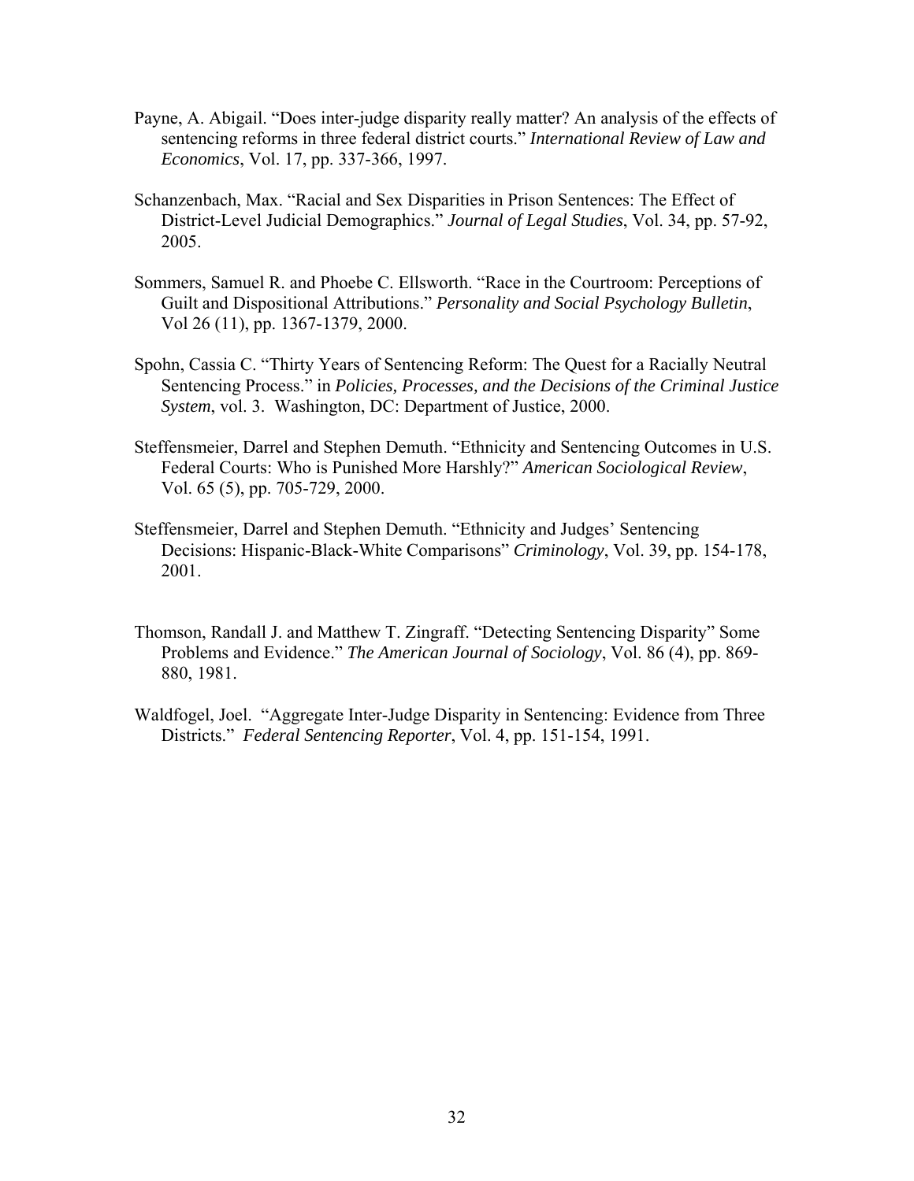Payne, A. Abigail. “Does inter-judge disparity really matter? An analysis of the effects of sentencing reforms in three federal district courts.” *International Review of Law and Economics*, Vol. 17, pp. 337-366, 1997.

Schanzenbach, Max. “Racial and Sex Disparities in Prison Sentences: The Effect of District-Level Judicial Demographics.” *Journal of Legal Studies*, Vol. 34, pp. 57-92, 2005.

Sommers, Samuel R. and Phoebe C. Ellsworth. “Race in the Courtroom: Perceptions of Guilt and Dispositional Attributions.” *Personality and Social Psychology Bulletin*, Vol 26 (11), pp. 1367-1379, 2000.

Spohn, Cassia C. “Thirty Years of Sentencing Reform: The Quest for a Racially Neutral Sentencing Process.” in *Policies, Processes, and the Decisions of the Criminal Justice System*, vol. 3. Washington, DC: Department of Justice, 2000.

Steffensmeier, Darrel and Stephen Demuth. “Ethnicity and Sentencing Outcomes in U.S. Federal Courts: Who is Punished More Harshly?” *American Sociological Review*, Vol. 65 (5), pp. 705-729, 2000.

Steffensmeier, Darrel and Stephen Demuth. “Ethnicity and Judges’ Sentencing Decisions: Hispanic-Black-White Comparisons” *Criminology*, Vol. 39, pp. 154-178, 2001.

Thomson, Randall J. and Matthew T. Zingraff. “Detecting Sentencing Disparity” Some Problems and Evidence.” *The American Journal of Sociology*, Vol. 86 (4), pp. 869-880, 1981.

Waldfogel, Joel. “Aggregate Inter-Judge Disparity in Sentencing: Evidence from Three Districts.” *Federal Sentencing Reporter*, Vol. 4, pp. 151-154, 1991.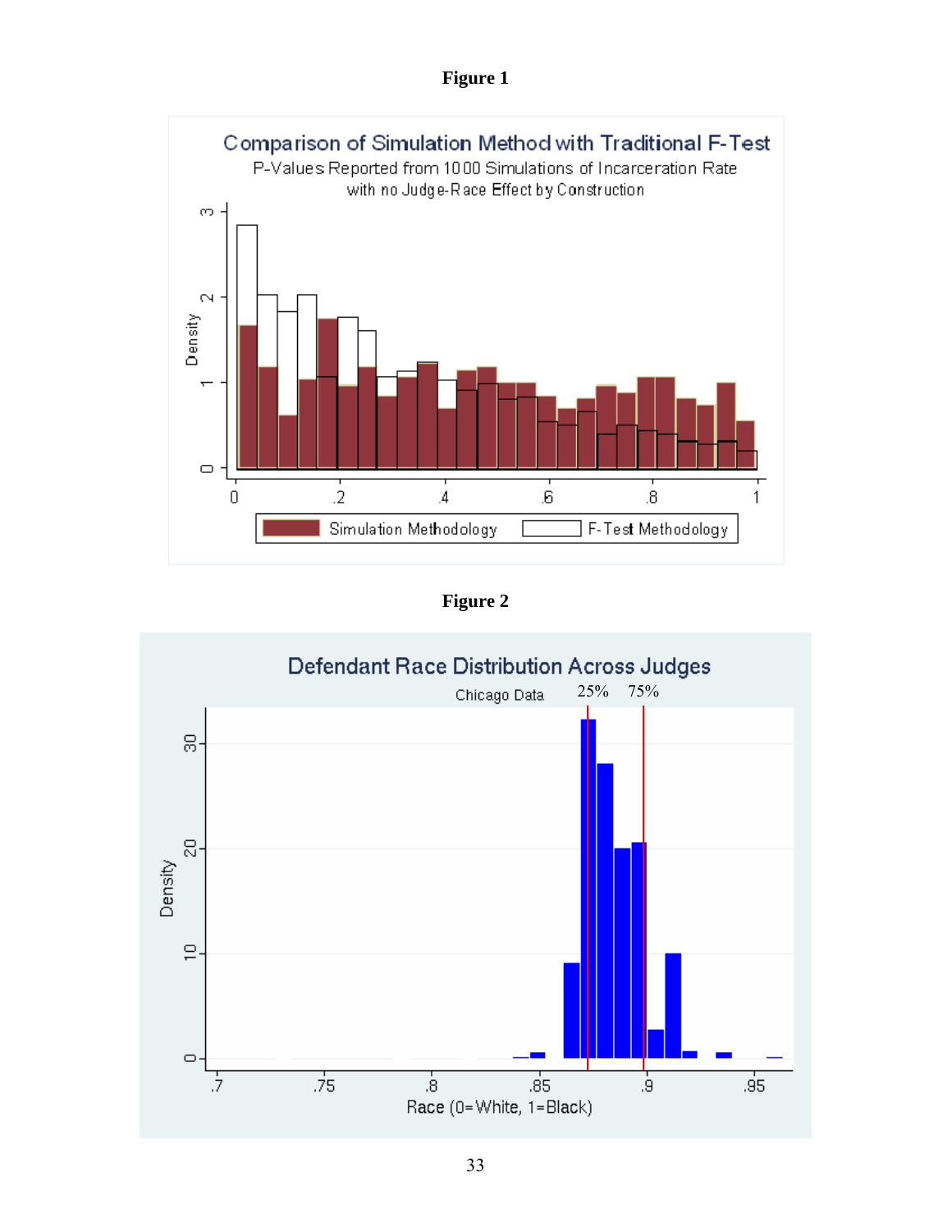**Figure 1**

**Figure 2**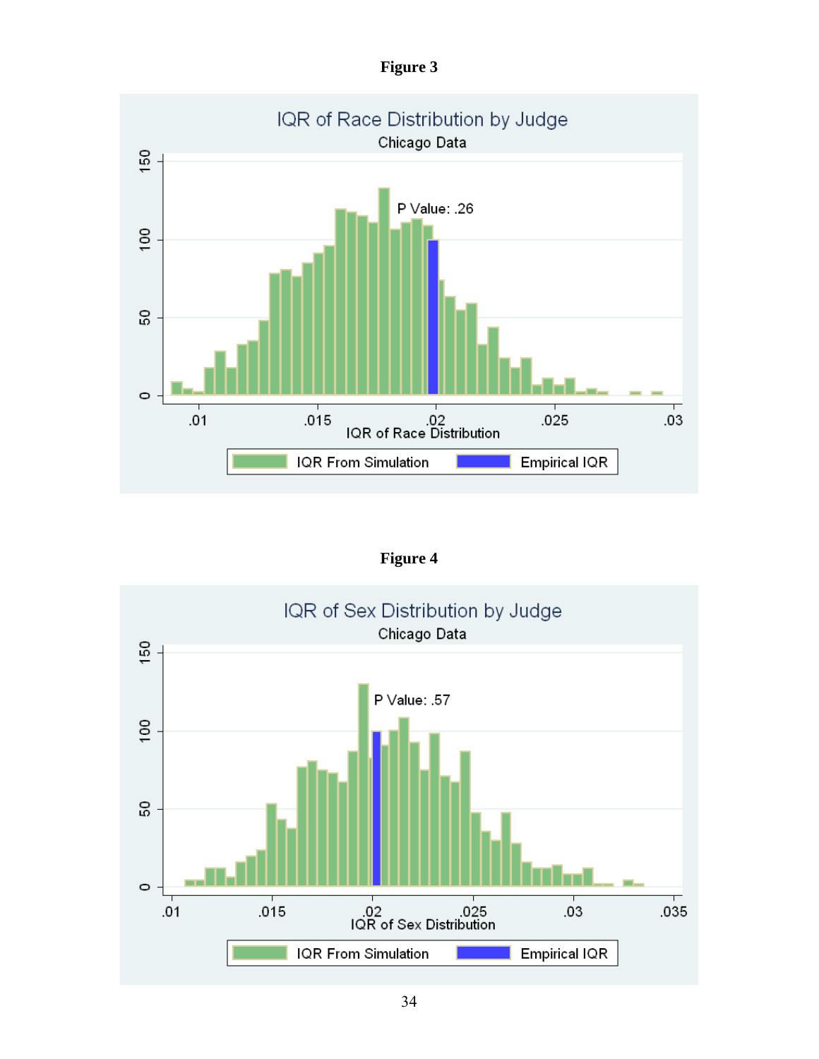**Figure 3**

IQR of Race Distribution by Judge

Chicago Data

P Value: .26

IQR of Race Distribution

IQR From Simulation | Empirical IQR

**Figure 4**

IQR of Sex Distribution by Judge

Chicago Data

P Value: .57

IQR of Sex Distribution

IQR From Simulation | Empirical IQR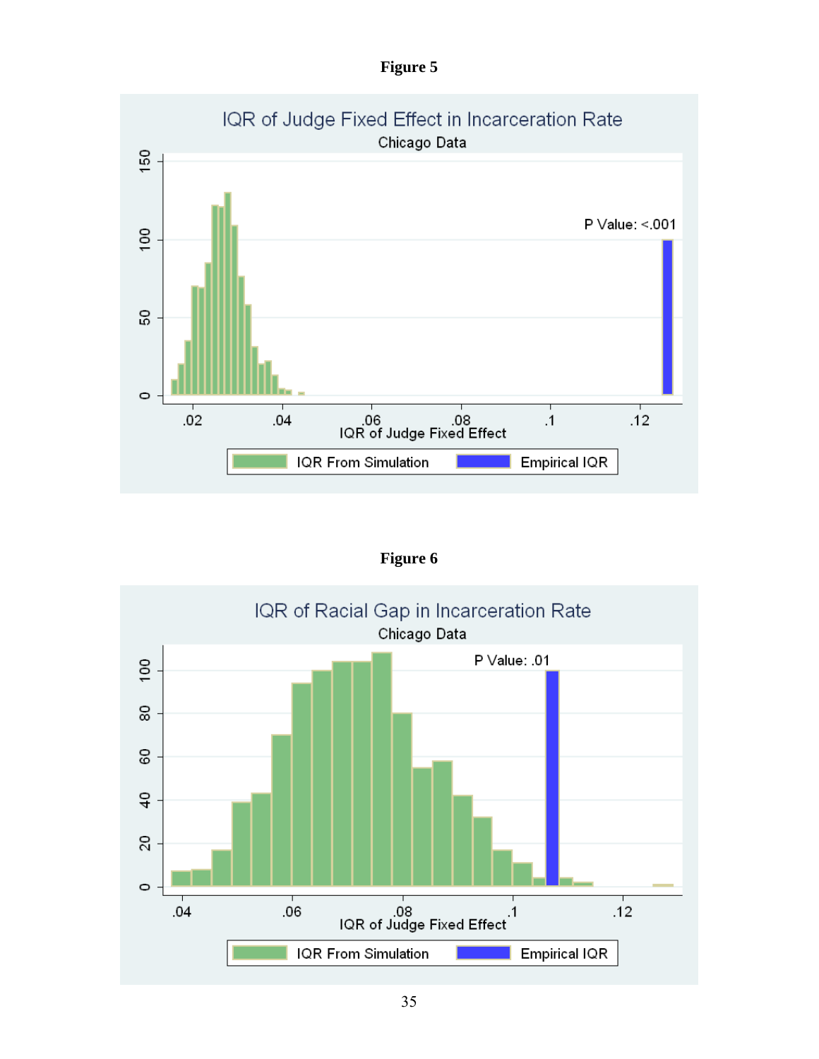**Figure 5**

IQR of Judge Fixed Effect in Incarceration Rate

Chicago Data

P Value: <.001

IQR of Judge Fixed Effect

IQR From Simulation | Empirical IQR

**Figure 6**

IQR of Racial Gap in Incarceration Rate

Chicago Data

P Value: .01

IQR of Judge Fixed Effect

IQR From Simulation | Empirical IQR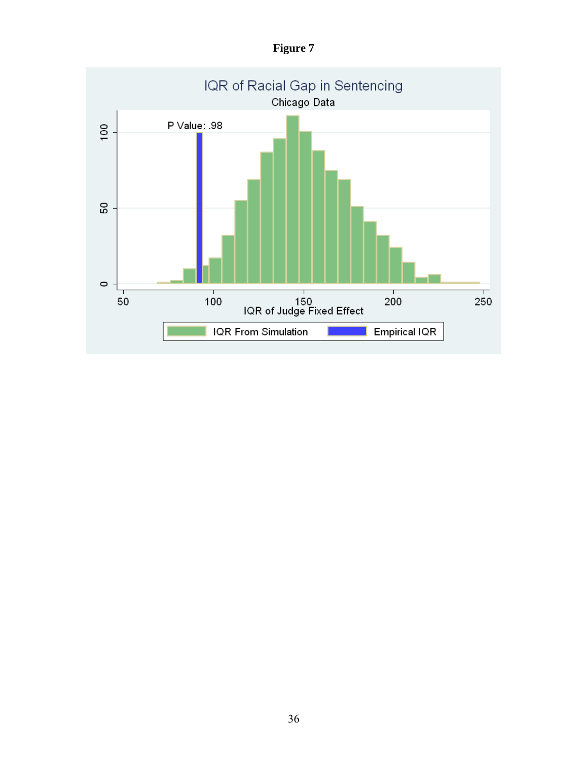**Figure 7**

IQR of Racial Gap in Sentencing

Chicago Data

P Value: .98

IQR of Judge Fixed Effect

IQR From Simulation | Empirical IQR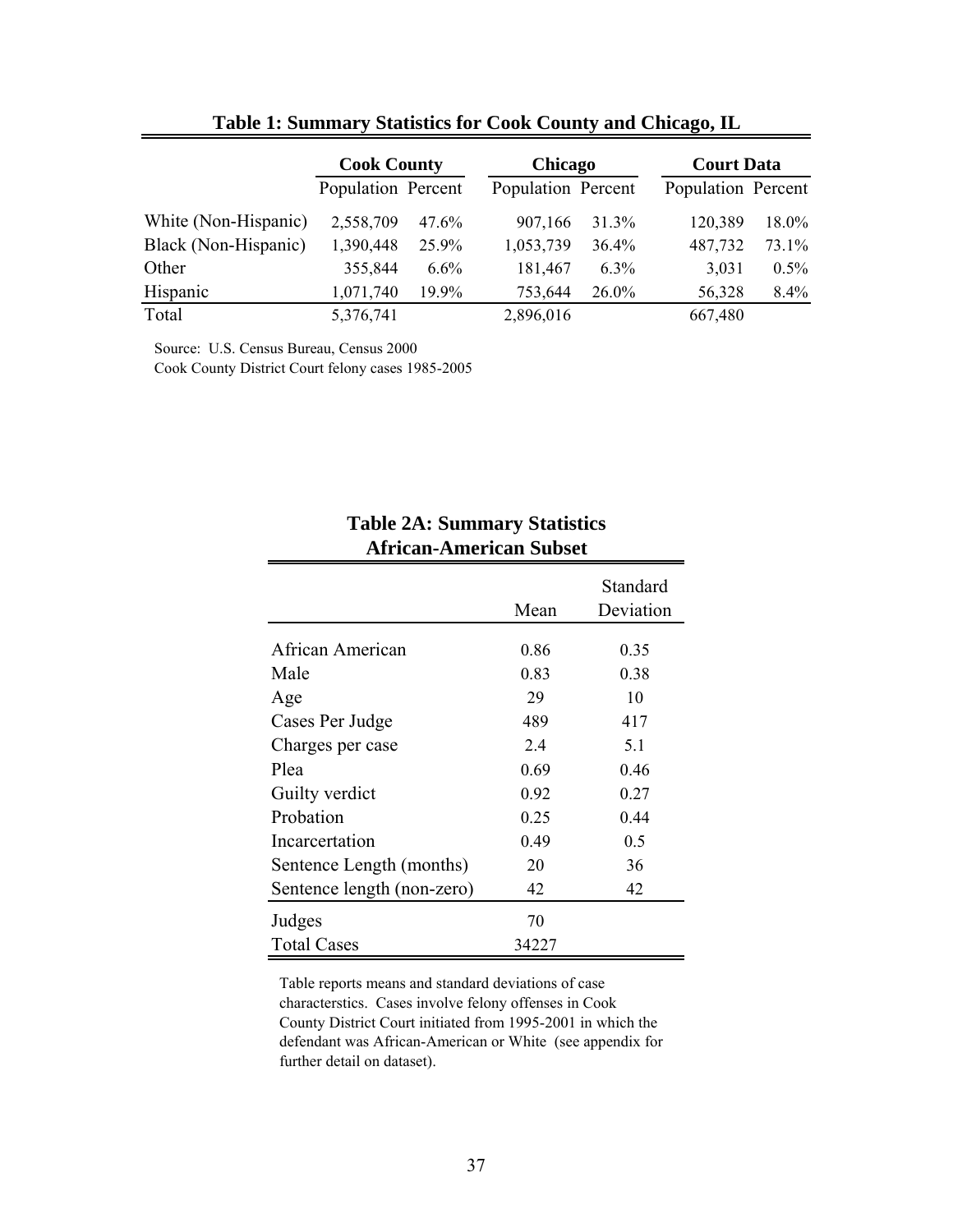**Table 1: Summary Statistics for Cook County and Chicago, IL**

| | Cook County | | Chicago | | Court Data | |
|---|---|---|---|---|---|---|
| | Population | Percent | Population | Percent | Population | Percent |
| White (Non-Hispanic) | 2,558,709 | 47.6% | 907,166 | 31.3% | 120,389 | 18.0% |
| Black (Non-Hispanic) | 1,390,448 | 25.9% | 1,053,739 | 36.4% | 487,732 | 73.1% |
| Other | 355,844 | 6.6% | 181,467 | 6.3% | 3,031 | 0.5% |
| Hispanic | 1,071,740 | 19.9% | 753,644 | 26.0% | 56,328 | 8.4% |
| Total | 5,376,741 | | 2,896,016 | | 667,480 | |

Source: U.S. Census Bureau, Census 2000
Cook County District Court felony cases 1985-2005

**Table 2A: Summary Statistics**
**African-American Subset**

| | Mean | Standard Deviation |
|---|---|---|
| African American | 0.86 | 0.35 |
| Male | 0.83 | 0.38 |
| Age | 29 | 10 |
| Cases Per Judge | 489 | 417 |
| Charges per case | 2.4 | 5.1 |
| Plea | 0.69 | 0.46 |
| Guilty verdict | 0.92 | 0.27 |
| Probation | 0.25 | 0.44 |
| Incarcertation | 0.49 | 0.5 |
| Sentence Length (months) | 20 | 36 |
| Sentence length (non-zero) | 42 | 42 |
| Judges | 70 | |
| Total Cases | 34227 | |

Table reports means and standard deviations of case characterstics. Cases involve felony offenses in Cook County District Court initiated from 1995-2001 in which the defendant was African-American or White (see appendix for further detail on dataset).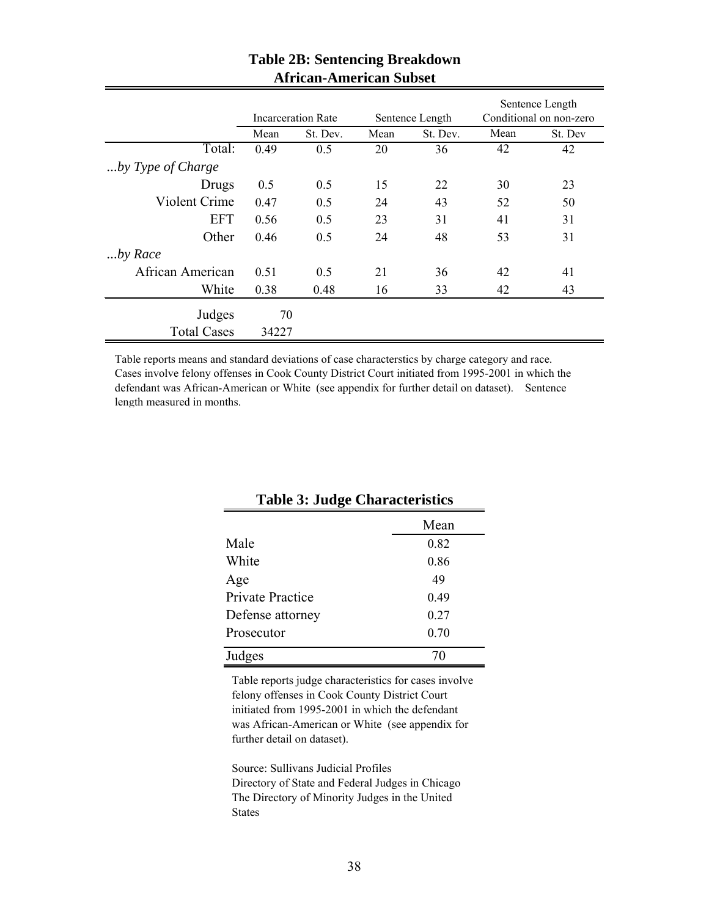## Table 2B: Sentencing Breakdown
## African-American Subset

| | Incarceration Rate | | Sentence Length | | Sentence Length Conditional on non-zero | |
|---|---|---|---|---|---|---|
| | Mean | St. Dev. | Mean | St. Dev. | Mean | St. Dev |
| Total: | 0.49 | 0.5 | 20 | 36 | 42 | 42 |
| *...by Type of Charge* | | | | | | |
| Drugs | 0.5 | 0.5 | 15 | 22 | 30 | 23 |
| Violent Crime | 0.47 | 0.5 | 24 | 43 | 52 | 50 |
| EFT | 0.56 | 0.5 | 23 | 31 | 41 | 31 |
| Other | 0.46 | 0.5 | 24 | 48 | 53 | 31 |
| *...by Race* | | | | | | |
| African American | 0.51 | 0.5 | 21 | 36 | 42 | 41 |
| White | 0.38 | 0.48 | 16 | 33 | 42 | 43 |
| Judges | 70 | | | | | |
| Total Cases | 34227 | | | | | |

Table reports means and standard deviations of case characterstics by charge category and race. Cases involve felony offenses in Cook County District Court initiated from 1995-2001 in which the defendant was African-American or White (see appendix for further detail on dataset). Sentence length measured in months.

## Table 3: Judge Characteristics

| | Mean |
|---|---|
| Male | 0.82 |
| White | 0.86 |
| Age | 49 |
| Private Practice | 0.49 |
| Defense attorney | 0.27 |
| Prosecutor | 0.70 |
| Judges | 70 |

Table reports judge characteristics for cases involve felony offenses in Cook County District Court initiated from 1995-2001 in which the defendant was African-American or White (see appendix for further detail on dataset).

Source: Sullivans Judicial Profiles
Directory of State and Federal Judges in Chicago
The Directory of Minority Judges in the United States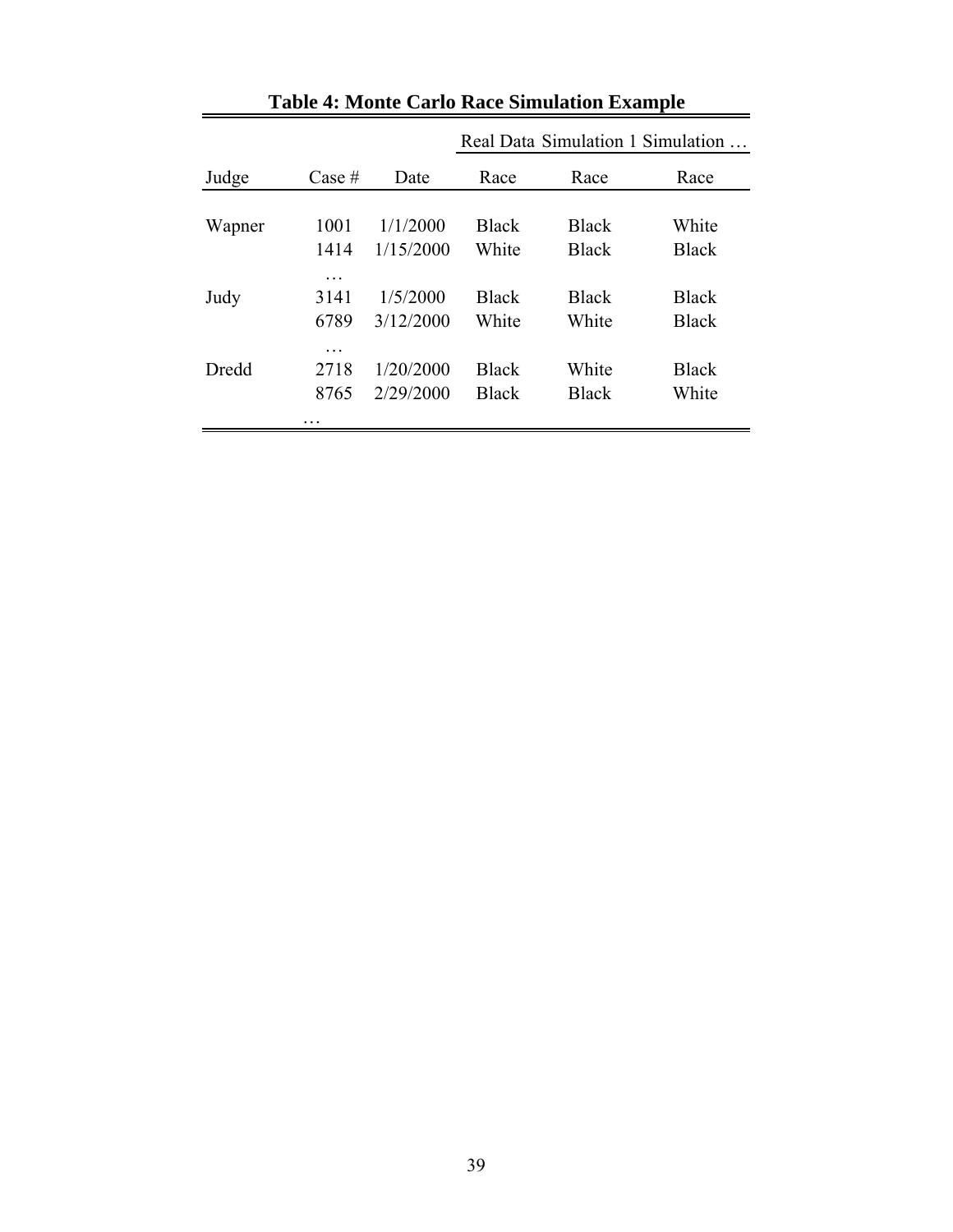**Table 4: Monte Carlo Race Simulation Example**

| | | | Real Data | Simulation 1 | Simulation … |
|---|---|---|---|---|---|
| Judge | Case # | Date | Race | Race | Race |
| Wapner | 1001 | 1/1/2000 | Black | Black | White |
| | 1414 | 1/15/2000 | White | Black | Black |
| | … | | | | |
| Judy | 3141 | 1/5/2000 | Black | Black | Black |
| | 6789 | 3/12/2000 | White | White | Black |
| | … | | | | |
| Dredd | 2718 | 1/20/2000 | Black | White | Black |
| | 8765 | 2/29/2000 | Black | Black | White |
| | … | | | | |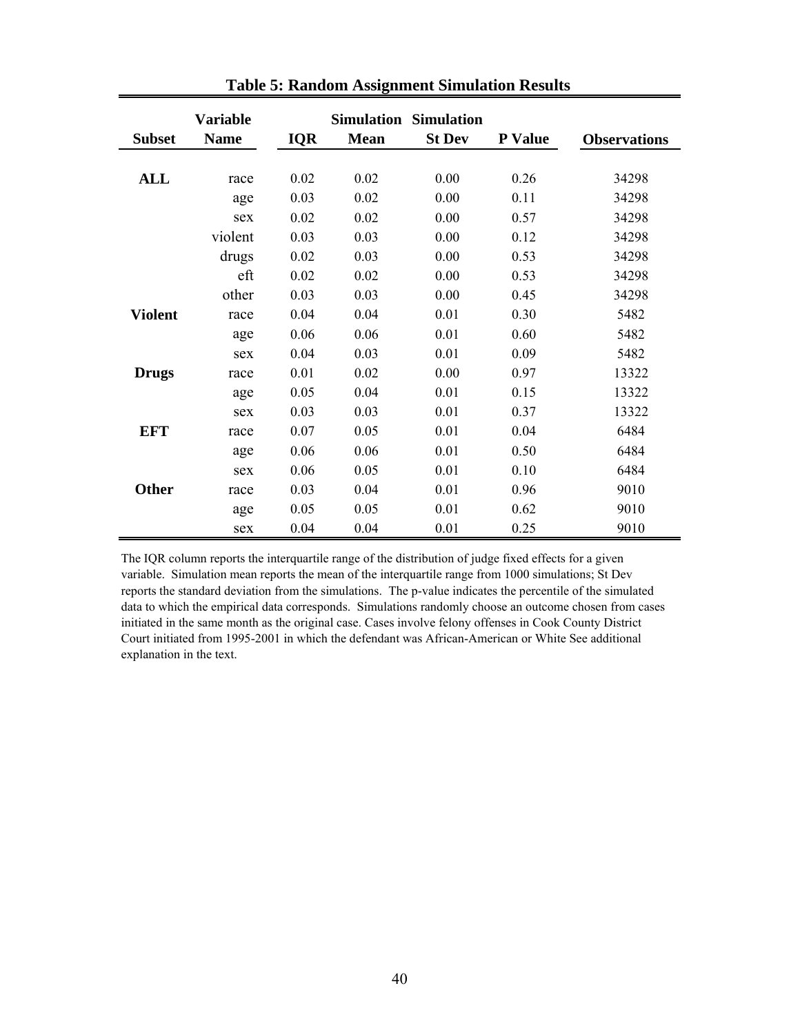**Table 5: Random Assignment Simulation Results**

| Subset | Variable Name | IQR | Simulation Mean | Simulation St Dev | P Value | Observations |
|---|---|---|---|---|---|---|
| **ALL** | race | 0.02 | 0.02 | 0.00 | 0.26 | 34298 |
| | age | 0.03 | 0.02 | 0.00 | 0.11 | 34298 |
| | sex | 0.02 | 0.02 | 0.00 | 0.57 | 34298 |
| | violent | 0.03 | 0.03 | 0.00 | 0.12 | 34298 |
| | drugs | 0.02 | 0.03 | 0.00 | 0.53 | 34298 |
| | eft | 0.02 | 0.02 | 0.00 | 0.53 | 34298 |
| | other | 0.03 | 0.03 | 0.00 | 0.45 | 34298 |
| **Violent** | race | 0.04 | 0.04 | 0.01 | 0.30 | 5482 |
| | age | 0.06 | 0.06 | 0.01 | 0.60 | 5482 |
| | sex | 0.04 | 0.03 | 0.01 | 0.09 | 5482 |
| **Drugs** | race | 0.01 | 0.02 | 0.00 | 0.97 | 13322 |
| | age | 0.05 | 0.04 | 0.01 | 0.15 | 13322 |
| | sex | 0.03 | 0.03 | 0.01 | 0.37 | 13322 |
| **EFT** | race | 0.07 | 0.05 | 0.01 | 0.04 | 6484 |
| | age | 0.06 | 0.06 | 0.01 | 0.50 | 6484 |
| | sex | 0.06 | 0.05 | 0.01 | 0.10 | 6484 |
| **Other** | race | 0.03 | 0.04 | 0.01 | 0.96 | 9010 |
| | age | 0.05 | 0.05 | 0.01 | 0.62 | 9010 |
| | sex | 0.04 | 0.04 | 0.01 | 0.25 | 9010 |

The IQR column reports the interquartile range of the distribution of judge fixed effects for a given variable. Simulation mean reports the mean of the interquartile range from 1000 simulations; St Dev reports the standard deviation from the simulations. The p-value indicates the percentile of the simulated data to which the empirical data corresponds. Simulations randomly choose an outcome chosen from cases initiated in the same month as the original case. Cases involve felony offenses in Cook County District Court initiated from 1995-2001 in which the defendant was African-American or White See additional explanation in the text.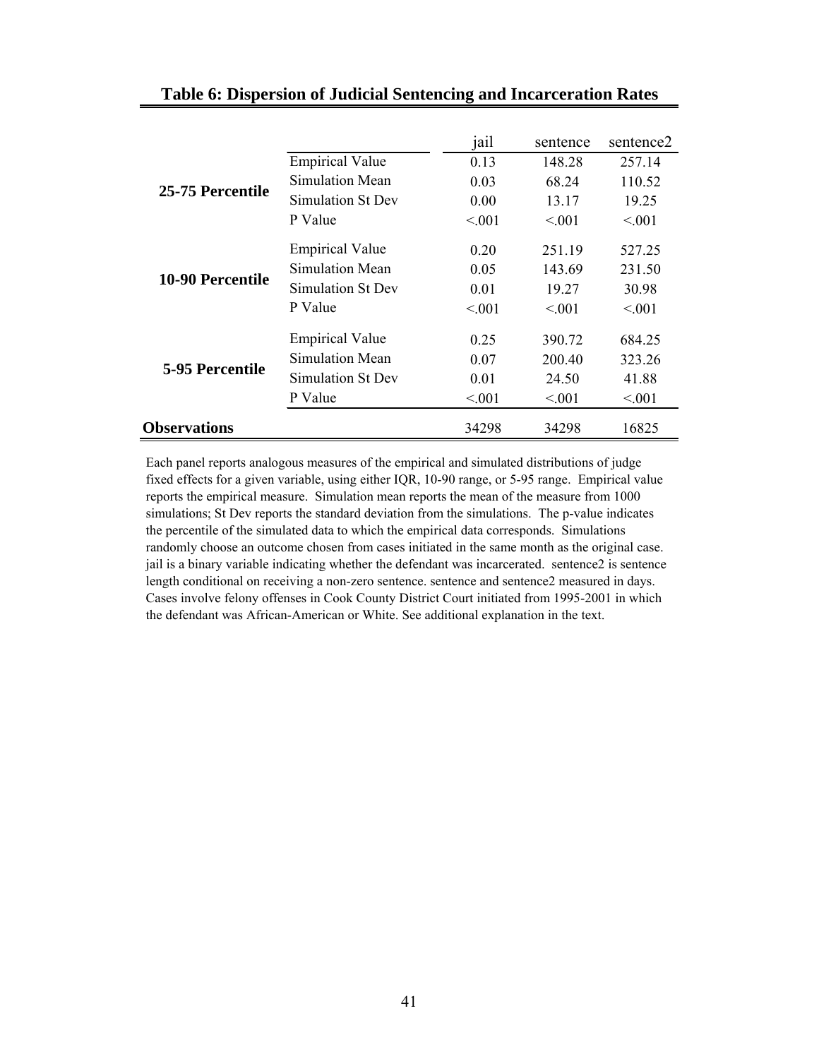## Table 6: Dispersion of Judicial Sentencing and Incarceration Rates

| | | jail | sentence | sentence2 |
|---|---|---|---|---|
| **25-75 Percentile** | Empirical Value | 0.13 | 148.28 | 257.14 |
| | Simulation Mean | 0.03 | 68.24 | 110.52 |
| | Simulation St Dev | 0.00 | 13.17 | 19.25 |
| | P Value | <.001 | <.001 | <.001 |
| **10-90 Percentile** | Empirical Value | 0.20 | 251.19 | 527.25 |
| | Simulation Mean | 0.05 | 143.69 | 231.50 |
| | Simulation St Dev | 0.01 | 19.27 | 30.98 |
| | P Value | <.001 | <.001 | <.001 |
| **5-95 Percentile** | Empirical Value | 0.25 | 390.72 | 684.25 |
| | Simulation Mean | 0.07 | 200.40 | 323.26 |
| | Simulation St Dev | 0.01 | 24.50 | 41.88 |
| | P Value | <.001 | <.001 | <.001 |
| **Observations** | | 34298 | 34298 | 16825 |

Each panel reports analogous measures of the empirical and simulated distributions of judge fixed effects for a given variable, using either IQR, 10-90 range, or 5-95 range. Empirical value reports the empirical measure. Simulation mean reports the mean of the measure from 1000 simulations; St Dev reports the standard deviation from the simulations. The p-value indicates the percentile of the simulated data to which the empirical data corresponds. Simulations randomly choose an outcome chosen from cases initiated in the same month as the original case. jail is a binary variable indicating whether the defendant was incarcerated. sentence2 is sentence length conditional on receiving a non-zero sentence. sentence and sentence2 measured in days. Cases involve felony offenses in Cook County District Court initiated from 1995-2001 in which the defendant was African-American or White. See additional explanation in the text.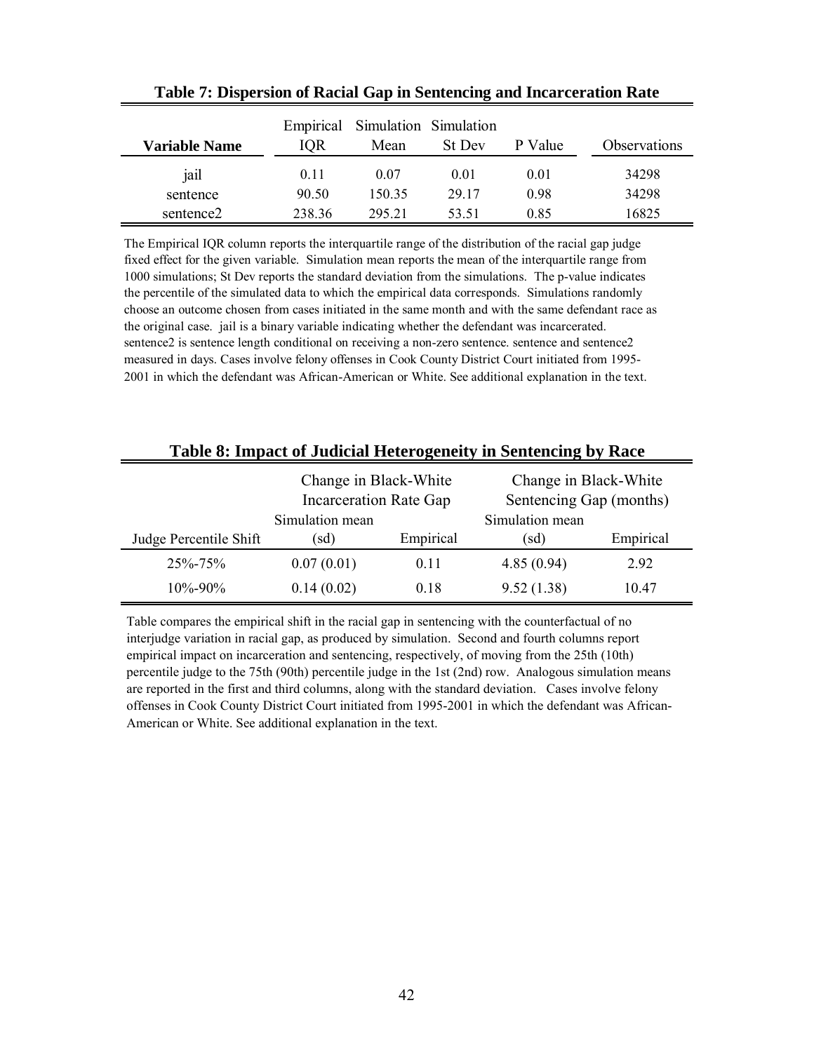**Table 7: Dispersion of Racial Gap in Sentencing and Incarceration Rate**

| Variable Name | Empirical IQR | Simulation Mean | Simulation St Dev | P Value | Observations |
|---|---|---|---|---|---|
| jail | 0.11 | 0.07 | 0.01 | 0.01 | 34298 |
| sentence | 90.50 | 150.35 | 29.17 | 0.98 | 34298 |
| sentence2 | 238.36 | 295.21 | 53.51 | 0.85 | 16825 |

The Empirical IQR column reports the interquartile range of the distribution of the racial gap judge fixed effect for the given variable. Simulation mean reports the mean of the interquartile range from 1000 simulations; St Dev reports the standard deviation from the simulations. The p-value indicates the percentile of the simulated data to which the empirical data corresponds. Simulations randomly choose an outcome chosen from cases initiated in the same month and with the same defendant race as the original case. jail is a binary variable indicating whether the defendant was incarcerated. sentence2 is sentence length conditional on receiving a non-zero sentence. sentence and sentence2 measured in days. Cases involve felony offenses in Cook County District Court initiated from 1995-2001 in which the defendant was African-American or White. See additional explanation in the text.

**Table 8: Impact of Judicial Heterogeneity in Sentencing by Race**

| | Change in Black-White Incarceration Rate Gap | | Change in Black-White Sentencing Gap (months) | |
|---|---|---|---|---|
| Judge Percentile Shift | Simulation mean (sd) | Empirical | Simulation mean (sd) | Empirical |
| 25%-75% | 0.07 (0.01) | 0.11 | 4.85 (0.94) | 2.92 |
| 10%-90% | 0.14 (0.02) | 0.18 | 9.52 (1.38) | 10.47 |

Table compares the empirical shift in the racial gap in sentencing with the counterfactual of no interjudge variation in racial gap, as produced by simulation. Second and fourth columns report empirical impact on incarceration and sentencing, respectively, of moving from the 25th (10th) percentile judge to the 75th (90th) percentile judge in the 1st (2nd) row. Analogous simulation means are reported in the first and third columns, along with the standard deviation. Cases involve felony offenses in Cook County District Court initiated from 1995-2001 in which the defendant was African-American or White. See additional explanation in the text.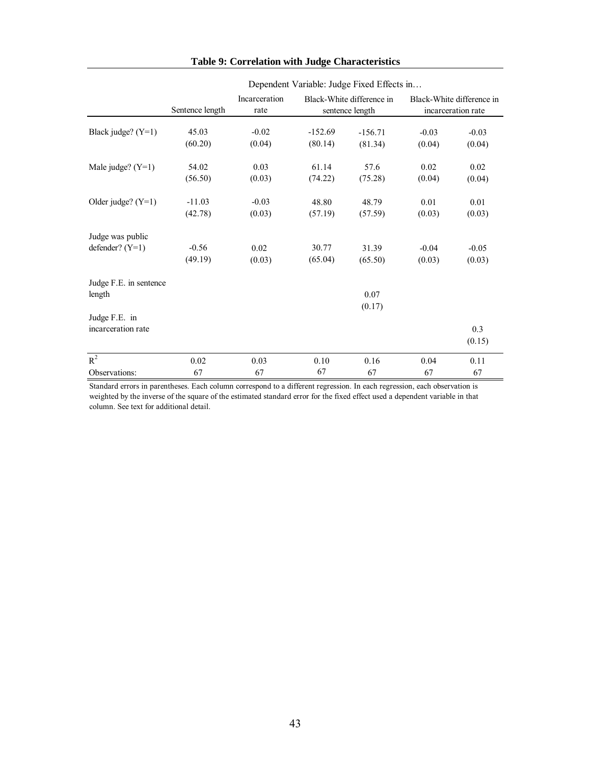**Table 9: Correlation with Judge Characteristics**

| | Dependent Variable: Judge Fixed Effects in… | | | | | |
|---|---|---|---|---|---|---|
| | Sentence length | Incarceration rate | Black-White difference in sentence length | | Black-White difference in incarceration rate | |
| Black judge? (Y=1) | 45.03 | -0.02 | -152.69 | -156.71 | -0.03 | -0.03 |
| | (60.20) | (0.04) | (80.14) | (81.34) | (0.04) | (0.04) |
| Male judge? (Y=1) | 54.02 | 0.03 | 61.14 | 57.6 | 0.02 | 0.02 |
| | (56.50) | (0.03) | (74.22) | (75.28) | (0.04) | (0.04) |
| Older judge? (Y=1) | -11.03 | -0.03 | 48.80 | 48.79 | 0.01 | 0.01 |
| | (42.78) | (0.03) | (57.19) | (57.59) | (0.03) | (0.03) |
| Judge was public defender? (Y=1) | -0.56 | 0.02 | 30.77 | 31.39 | -0.04 | -0.05 |
| | (49.19) | (0.03) | (65.04) | (65.50) | (0.03) | (0.03) |
| Judge F.E. in sentence length | | | | 0.07 | | |
| | | | | (0.17) | | |
| Judge F.E. in incarceration rate | | | | | | 0.3 |
| | | | | | | (0.15) |
| $R^2$ | 0.02 | 0.03 | 0.10 | 0.16 | 0.04 | 0.11 |
| Observations: | 67 | 67 | 67 | 67 | 67 | 67 |

Standard errors in parentheses. Each column correspond to a different regression. In each regression, each observation is weighted by the inverse of the square of the estimated standard error for the fixed effect used a dependent variable in that column. See text for additional detail.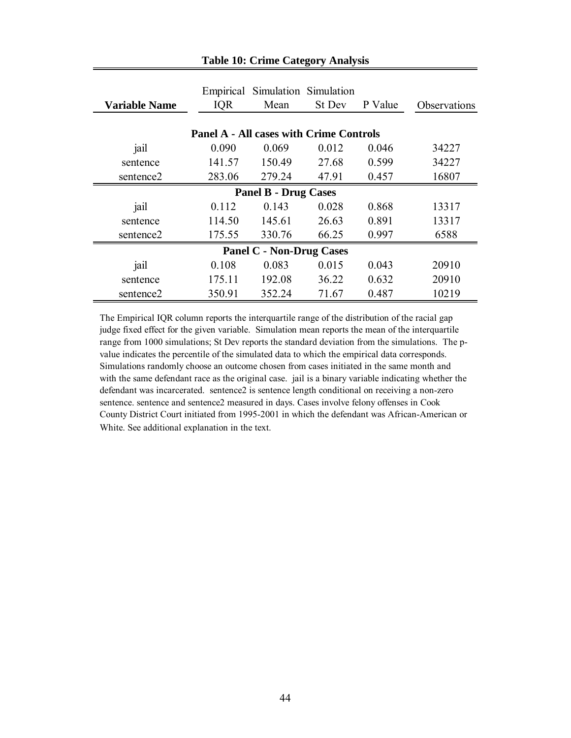**Table 10: Crime Category Analysis**

| Variable Name | Empirical IQR | Simulation Mean | Simulation St Dev | P Value | Observations |
|---|---|---|---|---|---|
| **Panel A - All cases with Crime Controls** | | | | | |
| jail | 0.090 | 0.069 | 0.012 | 0.046 | 34227 |
| sentence | 141.57 | 150.49 | 27.68 | 0.599 | 34227 |
| sentence2 | 283.06 | 279.24 | 47.91 | 0.457 | 16807 |
| **Panel B - Drug Cases** | | | | | |
| jail | 0.112 | 0.143 | 0.028 | 0.868 | 13317 |
| sentence | 114.50 | 145.61 | 26.63 | 0.891 | 13317 |
| sentence2 | 175.55 | 330.76 | 66.25 | 0.997 | 6588 |
| **Panel C - Non-Drug Cases** | | | | | |
| jail | 0.108 | 0.083 | 0.015 | 0.043 | 20910 |
| sentence | 175.11 | 192.08 | 36.22 | 0.632 | 20910 |
| sentence2 | 350.91 | 352.24 | 71.67 | 0.487 | 10219 |

The Empirical IQR column reports the interquartile range of the distribution of the racial gap judge fixed effect for the given variable. Simulation mean reports the mean of the interquartile range from 1000 simulations; St Dev reports the standard deviation from the simulations. The p-value indicates the percentile of the simulated data to which the empirical data corresponds. Simulations randomly choose an outcome chosen from cases initiated in the same month and with the same defendant race as the original case. jail is a binary variable indicating whether the defendant was incarcerated. sentence2 is sentence length conditional on receiving a non-zero sentence. sentence and sentence2 measured in days. Cases involve felony offenses in Cook County District Court initiated from 1995-2001 in which the defendant was African-American or White. See additional explanation in the text.